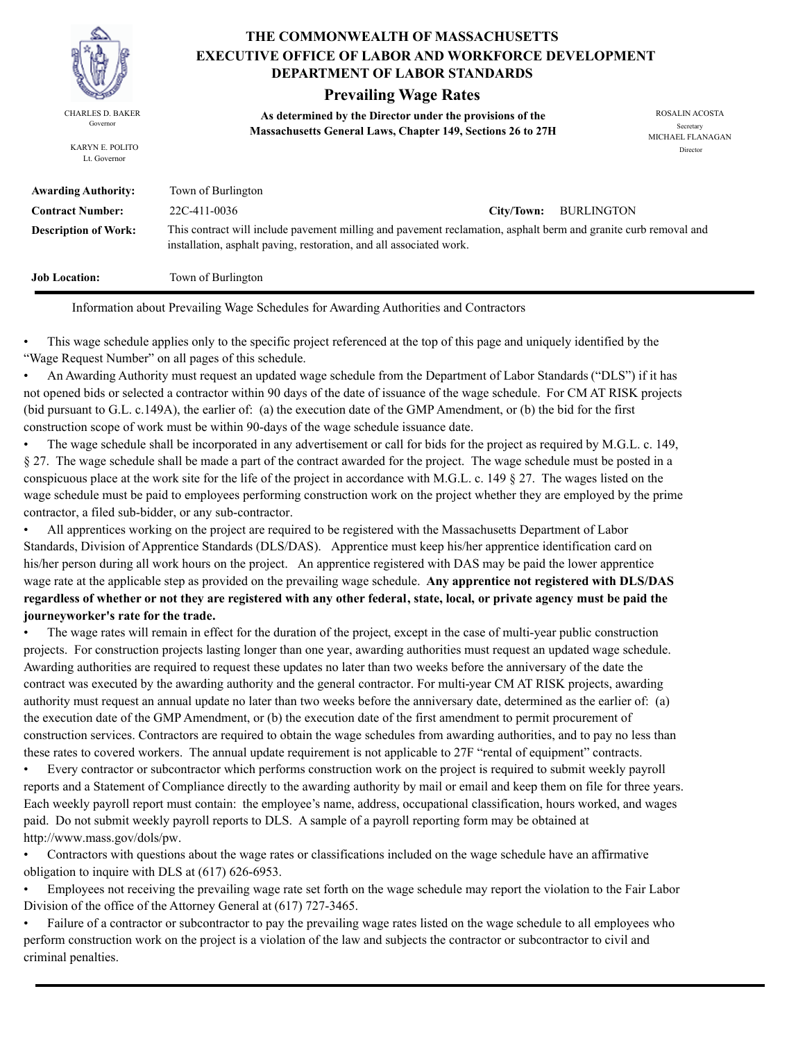# THE COMMONWEALTH OF MASSACHUSETTS
## EXECUTIVE OFFICE OF LABOR AND WORKFORCE DEVELOPMENT
## DEPARTMENT OF LABOR STANDARDS

### Prevailing Wage Rates

**As determined by the Director under the provisions of the Massachusetts General Laws, Chapter 149, Sections 26 to 27H**

CHARLES D. BAKER
Governor

KARYN E. POLITO
Lt. Governor

ROSALIN ACOSTA
Secretary

MICHAEL FLANAGAN
Director

**Awarding Authority:** Town of Burlington

**Contract Number:** 22C-411-0036 **City/Town:** BURLINGTON

**Description of Work:** This contract will include pavement milling and pavement reclamation, asphalt berm and granite curb removal and installation, asphalt paving, restoration, and all associated work.

**Job Location:** Town of Burlington

---

Information about Prevailing Wage Schedules for Awarding Authorities and Contractors

- This wage schedule applies only to the specific project referenced at the top of this page and uniquely identified by the "Wage Request Number" on all pages of this schedule.
- An Awarding Authority must request an updated wage schedule from the Department of Labor Standards ("DLS") if it has not opened bids or selected a contractor within 90 days of the date of issuance of the wage schedule. For CM AT RISK projects (bid pursuant to G.L. c.149A), the earlier of: (a) the execution date of the GMP Amendment, or (b) the bid for the first construction scope of work must be within 90-days of the wage schedule issuance date.
- The wage schedule shall be incorporated in any advertisement or call for bids for the project as required by M.G.L. c. 149, § 27. The wage schedule shall be made a part of the contract awarded for the project. The wage schedule must be posted in a conspicuous place at the work site for the life of the project in accordance with M.G.L. c. 149 § 27. The wages listed on the wage schedule must be paid to employees performing construction work on the project whether they are employed by the prime contractor, a filed sub-bidder, or any sub-contractor.
- All apprentices working on the project are required to be registered with the Massachusetts Department of Labor Standards, Division of Apprentice Standards (DLS/DAS). Apprentice must keep his/her apprentice identification card on his/her person during all work hours on the project. An apprentice registered with DAS may be paid the lower apprentice wage rate at the applicable step as provided on the prevailing wage schedule. **Any apprentice not registered with DLS/DAS regardless of whether or not they are registered with any other federal, state, local, or private agency must be paid the journeyworker's rate for the trade.**
- The wage rates will remain in effect for the duration of the project, except in the case of multi-year public construction projects. For construction projects lasting longer than one year, awarding authorities must request an updated wage schedule. Awarding authorities are required to request these updates no later than two weeks before the anniversary of the date the contract was executed by the awarding authority and the general contractor. For multi-year CM AT RISK projects, awarding authority must request an annual update no later than two weeks before the anniversary date, determined as the earlier of: (a) the execution date of the GMP Amendment, or (b) the execution date of the first amendment to permit procurement of construction services. Contractors are required to obtain the wage schedules from awarding authorities, and to pay no less than these rates to covered workers. The annual update requirement is not applicable to 27F "rental of equipment" contracts.
- Every contractor or subcontractor which performs construction work on the project is required to submit weekly payroll reports and a Statement of Compliance directly to the awarding authority by mail or email and keep them on file for three years. Each weekly payroll report must contain: the employee's name, address, occupational classification, hours worked, and wages paid. Do not submit weekly payroll reports to DLS. A sample of a payroll reporting form may be obtained at http://www.mass.gov/dols/pw.
- Contractors with questions about the wage rates or classifications included on the wage schedule have an affirmative obligation to inquire with DLS at (617) 626-6953.
- Employees not receiving the prevailing wage rate set forth on the wage schedule may report the violation to the Fair Labor Division of the office of the Attorney General at (617) 727-3465.
- Failure of a contractor or subcontractor to pay the prevailing wage rates listed on the wage schedule to all employees who perform construction work on the project is a violation of the law and subjects the contractor or subcontractor to civil and criminal penalties.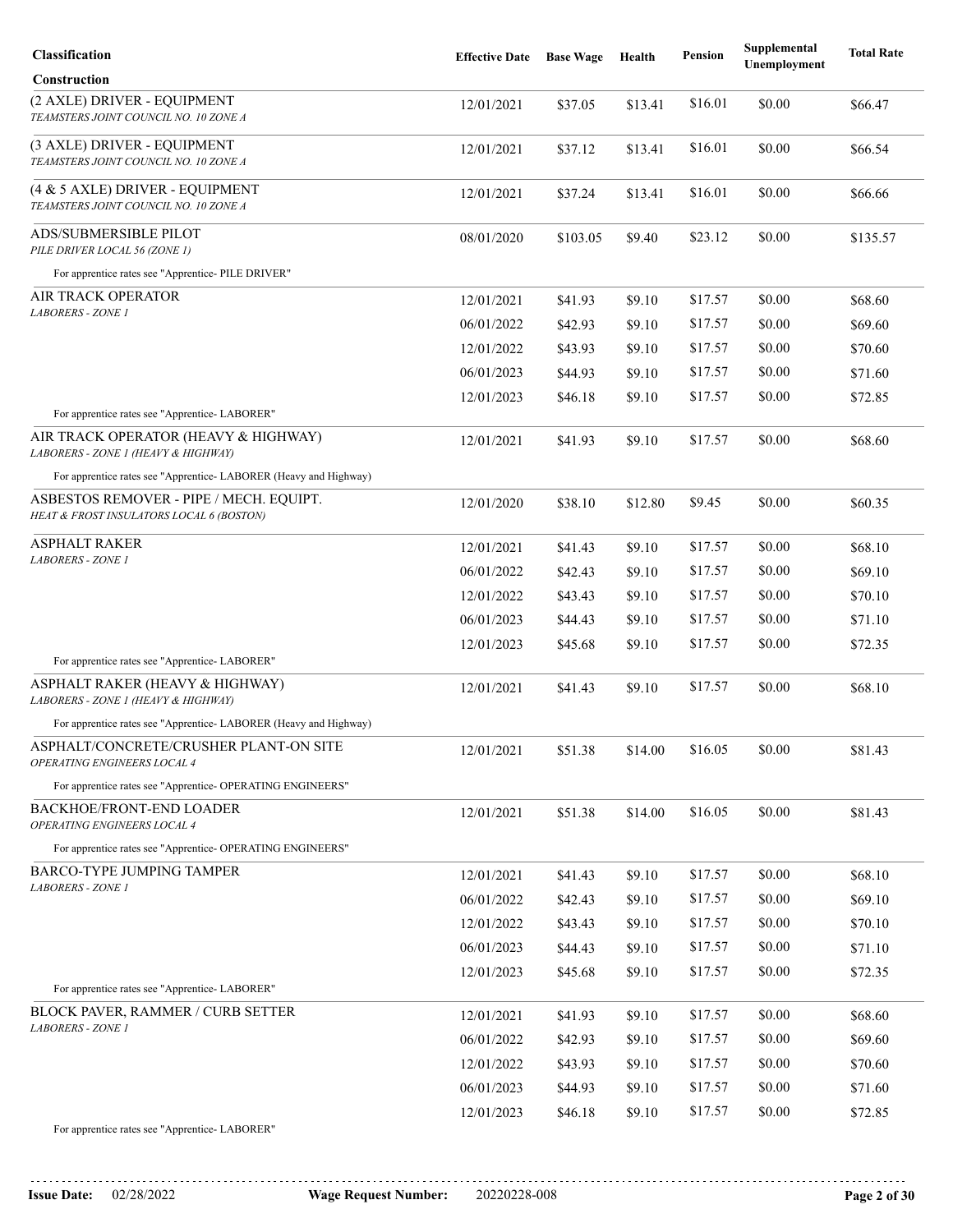| Classification | Effective Date | Base Wage | Health | Pension | Supplemental Unemployment | Total Rate |
|---|---|---|---|---|---|---|
| **Construction** | | | | | | |
| (2 AXLE) DRIVER - EQUIPMENT<br>*TEAMSTERS JOINT COUNCIL NO. 10 ZONE A* | 12/01/2021 | $37.05 | $13.41 | $16.01 | $0.00 | $66.47 |
| (3 AXLE) DRIVER - EQUIPMENT<br>*TEAMSTERS JOINT COUNCIL NO. 10 ZONE A* | 12/01/2021 | $37.12 | $13.41 | $16.01 | $0.00 | $66.54 |
| (4 & 5 AXLE) DRIVER - EQUIPMENT<br>*TEAMSTERS JOINT COUNCIL NO. 10 ZONE A* | 12/01/2021 | $37.24 | $13.41 | $16.01 | $0.00 | $66.66 |
| ADS/SUBMERSIBLE PILOT<br>*PILE DRIVER LOCAL 56 (ZONE 1)* | 08/01/2020 | $103.05 | $9.40 | $23.12 | $0.00 | $135.57 |
| For apprentice rates see "Apprentice- PILE DRIVER" | | | | | | |
| AIR TRACK OPERATOR<br>*LABORERS - ZONE 1* | 12/01/2021 | $41.93 | $9.10 | $17.57 | $0.00 | $68.60 |
| | 06/01/2022 | $42.93 | $9.10 | $17.57 | $0.00 | $69.60 |
| | 12/01/2022 | $43.93 | $9.10 | $17.57 | $0.00 | $70.60 |
| | 06/01/2023 | $44.93 | $9.10 | $17.57 | $0.00 | $71.60 |
| | 12/01/2023 | $46.18 | $9.10 | $17.57 | $0.00 | $72.85 |
| For apprentice rates see "Apprentice- LABORER" | | | | | | |
| AIR TRACK OPERATOR (HEAVY & HIGHWAY)<br>*LABORERS - ZONE 1 (HEAVY & HIGHWAY)* | 12/01/2021 | $41.93 | $9.10 | $17.57 | $0.00 | $68.60 |
| For apprentice rates see "Apprentice- LABORER (Heavy and Highway) | | | | | | |
| ASBESTOS REMOVER - PIPE / MECH. EQUIPT.<br>*HEAT & FROST INSULATORS LOCAL 6 (BOSTON)* | 12/01/2020 | $38.10 | $12.80 | $9.45 | $0.00 | $60.35 |
| ASPHALT RAKER<br>*LABORERS - ZONE 1* | 12/01/2021 | $41.43 | $9.10 | $17.57 | $0.00 | $68.10 |
| | 06/01/2022 | $42.43 | $9.10 | $17.57 | $0.00 | $69.10 |
| | 12/01/2022 | $43.43 | $9.10 | $17.57 | $0.00 | $70.10 |
| | 06/01/2023 | $44.43 | $9.10 | $17.57 | $0.00 | $71.10 |
| | 12/01/2023 | $45.68 | $9.10 | $17.57 | $0.00 | $72.35 |
| For apprentice rates see "Apprentice- LABORER" | | | | | | |
| ASPHALT RAKER (HEAVY & HIGHWAY)<br>*LABORERS - ZONE 1 (HEAVY & HIGHWAY)* | 12/01/2021 | $41.43 | $9.10 | $17.57 | $0.00 | $68.10 |
| For apprentice rates see "Apprentice- LABORER (Heavy and Highway) | | | | | | |
| ASPHALT/CONCRETE/CRUSHER PLANT-ON SITE<br>*OPERATING ENGINEERS LOCAL 4* | 12/01/2021 | $51.38 | $14.00 | $16.05 | $0.00 | $81.43 |
| For apprentice rates see "Apprentice- OPERATING ENGINEERS" | | | | | | |
| BACKHOE/FRONT-END LOADER<br>*OPERATING ENGINEERS LOCAL 4* | 12/01/2021 | $51.38 | $14.00 | $16.05 | $0.00 | $81.43 |
| For apprentice rates see "Apprentice- OPERATING ENGINEERS" | | | | | | |
| BARCO-TYPE JUMPING TAMPER<br>*LABORERS - ZONE 1* | 12/01/2021 | $41.43 | $9.10 | $17.57 | $0.00 | $68.10 |
| | 06/01/2022 | $42.43 | $9.10 | $17.57 | $0.00 | $69.10 |
| | 12/01/2022 | $43.43 | $9.10 | $17.57 | $0.00 | $70.10 |
| | 06/01/2023 | $44.43 | $9.10 | $17.57 | $0.00 | $71.10 |
| | 12/01/2023 | $45.68 | $9.10 | $17.57 | $0.00 | $72.35 |
| For apprentice rates see "Apprentice- LABORER" | | | | | | |
| BLOCK PAVER, RAMMER / CURB SETTER<br>*LABORERS - ZONE 1* | 12/01/2021 | $41.93 | $9.10 | $17.57 | $0.00 | $68.60 |
| | 06/01/2022 | $42.93 | $9.10 | $17.57 | $0.00 | $69.60 |
| | 12/01/2022 | $43.93 | $9.10 | $17.57 | $0.00 | $70.60 |
| | 06/01/2023 | $44.93 | $9.10 | $17.57 | $0.00 | $71.60 |
| | 12/01/2023 | $46.18 | $9.10 | $17.57 | $0.00 | $72.85 |
| For apprentice rates see "Apprentice- LABORER" | | | | | | |

**Issue Date:** 02/28/2022 **Wage Request Number:** 20220228-008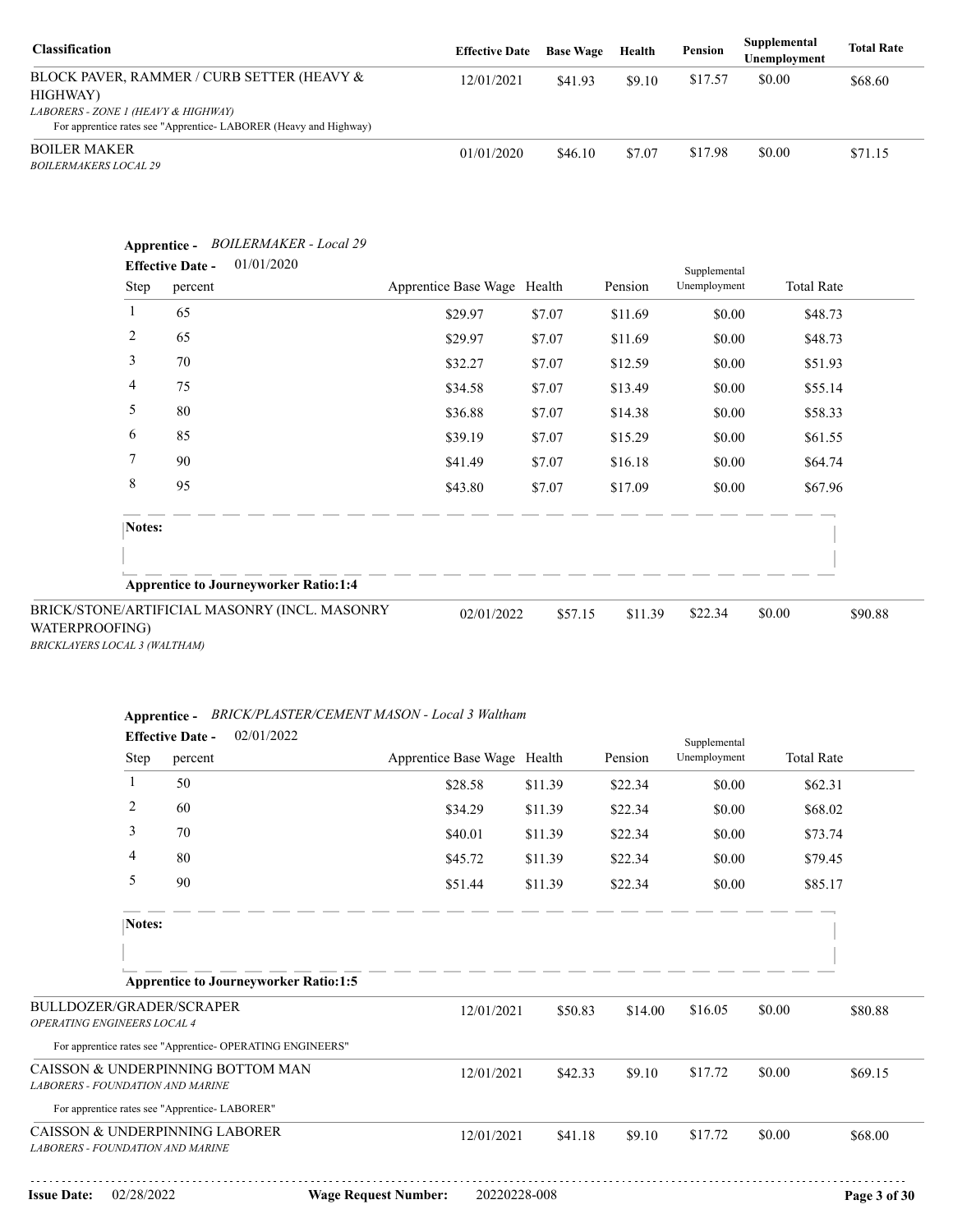| Classification | Effective Date | Base Wage | Health | Pension | Supplemental Unemployment | Total Rate |
|---|---|---|---|---|---|---|
| BLOCK PAVER, RAMMER / CURB SETTER (HEAVY & HIGHWAY)<br>*LABORERS - ZONE 1 (HEAVY & HIGHWAY)*<br>For apprentice rates see "Apprentice- LABORER (Heavy and Highway) | 12/01/2021 | $41.93 | $9.10 | $17.57 | $0.00 | $68.60 |
| BOILER MAKER<br>*BOILERMAKERS LOCAL 29* | 01/01/2020 | $46.10 | $7.07 | $17.98 | $0.00 | $71.15 |

**Apprentice -** *BOILERMAKER - Local 29*

**Effective Date -** 01/01/2020

| Step | percent | Apprentice Base Wage | Health | Pension | Supplemental Unemployment | Total Rate |
|---|---|---|---|---|---|---|
| 1 | 65 | $29.97 | $7.07 | $11.69 | $0.00 | $48.73 |
| 2 | 65 | $29.97 | $7.07 | $11.69 | $0.00 | $48.73 |
| 3 | 70 | $32.27 | $7.07 | $12.59 | $0.00 | $51.93 |
| 4 | 75 | $34.58 | $7.07 | $13.49 | $0.00 | $55.14 |
| 5 | 80 | $36.88 | $7.07 | $14.38 | $0.00 | $58.33 |
| 6 | 85 | $39.19 | $7.07 | $15.29 | $0.00 | $61.55 |
| 7 | 90 | $41.49 | $7.07 | $16.18 | $0.00 | $64.74 |
| 8 | 95 | $43.80 | $7.07 | $17.09 | $0.00 | $67.96 |

**Notes:**

**Apprentice to Journeyworker Ratio:1:4**

| Classification | Effective Date | Base Wage | Health | Pension | Supplemental Unemployment | Total Rate |
|---|---|---|---|---|---|---|
| BRICK/STONE/ARTIFICIAL MASONRY (INCL. MASONRY WATERPROOFING)<br>*BRICKLAYERS LOCAL 3 (WALTHAM)* | 02/01/2022 | $57.15 | $11.39 | $22.34 | $0.00 | $90.88 |

**Apprentice -** *BRICK/PLASTER/CEMENT MASON - Local 3 Waltham*

**Effective Date -** 02/01/2022

| Step | percent | Apprentice Base Wage | Health | Pension | Supplemental Unemployment | Total Rate |
|---|---|---|---|---|---|---|
| 1 | 50 | $28.58 | $11.39 | $22.34 | $0.00 | $62.31 |
| 2 | 60 | $34.29 | $11.39 | $22.34 | $0.00 | $68.02 |
| 3 | 70 | $40.01 | $11.39 | $22.34 | $0.00 | $73.74 |
| 4 | 80 | $45.72 | $11.39 | $22.34 | $0.00 | $79.45 |
| 5 | 90 | $51.44 | $11.39 | $22.34 | $0.00 | $85.17 |

**Notes:**

**Apprentice to Journeyworker Ratio:1:5**

| Classification | Effective Date | Base Wage | Health | Pension | Supplemental Unemployment | Total Rate |
|---|---|---|---|---|---|---|
| BULLDOZER/GRADER/SCRAPER<br>*OPERATING ENGINEERS LOCAL 4*<br>For apprentice rates see "Apprentice- OPERATING ENGINEERS" | 12/01/2021 | $50.83 | $14.00 | $16.05 | $0.00 | $80.88 |
| CAISSON & UNDERPINNING BOTTOM MAN<br>*LABORERS - FOUNDATION AND MARINE*<br>For apprentice rates see "Apprentice- LABORER" | 12/01/2021 | $42.33 | $9.10 | $17.72 | $0.00 | $69.15 |
| CAISSON & UNDERPINNING LABORER<br>*LABORERS - FOUNDATION AND MARINE* | 12/01/2021 | $41.18 | $9.10 | $17.72 | $0.00 | $68.00 |

**Issue Date:** 02/28/2022 **Wage Request Number:** 20220228-008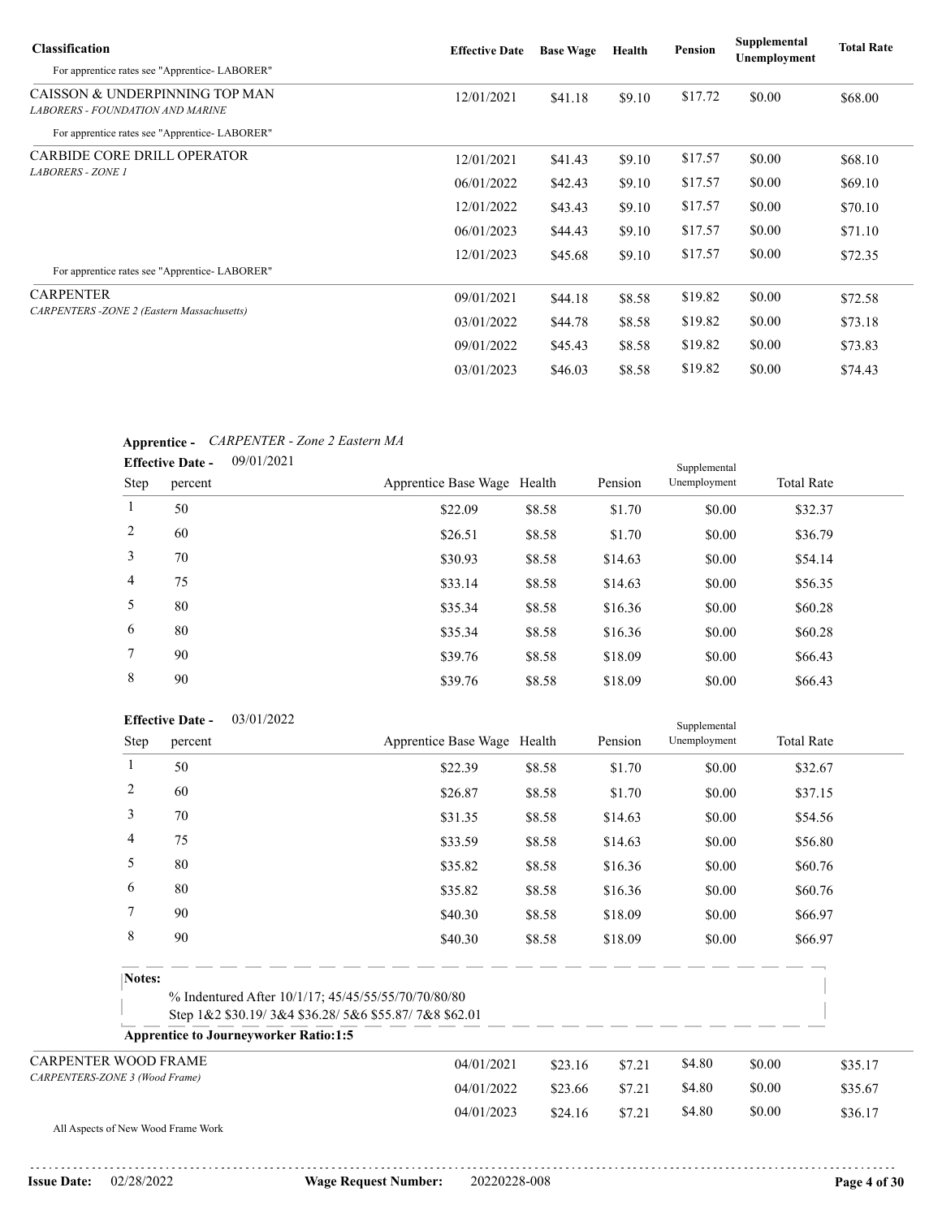| Classification | Effective Date | Base Wage | Health | Pension | Supplemental Unemployment | Total Rate |
|---|---|---|---|---|---|---|
| For apprentice rates see "Apprentice- LABORER" | | | | | | |
| CAISSON & UNDERPINNING TOP MAN<br>*LABORERS - FOUNDATION AND MARINE* | 12/01/2021 | $41.18 | $9.10 | $17.72 | $0.00 | $68.00 |
| For apprentice rates see "Apprentice- LABORER" | | | | | | |
| CARBIDE CORE DRILL OPERATOR<br>*LABORERS - ZONE 1* | 12/01/2021 | $41.43 | $9.10 | $17.57 | $0.00 | $68.10 |
| | 06/01/2022 | $42.43 | $9.10 | $17.57 | $0.00 | $69.10 |
| | 12/01/2022 | $43.43 | $9.10 | $17.57 | $0.00 | $70.10 |
| | 06/01/2023 | $44.43 | $9.10 | $17.57 | $0.00 | $71.10 |
| | 12/01/2023 | $45.68 | $9.10 | $17.57 | $0.00 | $72.35 |
| For apprentice rates see "Apprentice- LABORER" | | | | | | |
| CARPENTER<br>*CARPENTERS -ZONE 2 (Eastern Massachusetts)* | 09/01/2021 | $44.18 | $8.58 | $19.82 | $0.00 | $72.58 |
| | 03/01/2022 | $44.78 | $8.58 | $19.82 | $0.00 | $73.18 |
| | 09/01/2022 | $45.43 | $8.58 | $19.82 | $0.00 | $73.83 |
| | 03/01/2023 | $46.03 | $8.58 | $19.82 | $0.00 | $74.43 |

**Apprentice -** *CARPENTER - Zone 2 Eastern MA*

**Effective Date -** 09/01/2021

| Step | percent | Apprentice Base Wage | Health | Pension | Supplemental Unemployment | Total Rate |
|---|---|---|---|---|---|---|
| 1 | 50 | $22.09 | $8.58 | $1.70 | $0.00 | $32.37 |
| 2 | 60 | $26.51 | $8.58 | $1.70 | $0.00 | $36.79 |
| 3 | 70 | $30.93 | $8.58 | $14.63 | $0.00 | $54.14 |
| 4 | 75 | $33.14 | $8.58 | $14.63 | $0.00 | $56.35 |
| 5 | 80 | $35.34 | $8.58 | $16.36 | $0.00 | $60.28 |
| 6 | 80 | $35.34 | $8.58 | $16.36 | $0.00 | $60.28 |
| 7 | 90 | $39.76 | $8.58 | $18.09 | $0.00 | $66.43 |
| 8 | 90 | $39.76 | $8.58 | $18.09 | $0.00 | $66.43 |

**Effective Date -** 03/01/2022

| Step | percent | Apprentice Base Wage | Health | Pension | Supplemental Unemployment | Total Rate |
|---|---|---|---|---|---|---|
| 1 | 50 | $22.39 | $8.58 | $1.70 | $0.00 | $32.67 |
| 2 | 60 | $26.87 | $8.58 | $1.70 | $0.00 | $37.15 |
| 3 | 70 | $31.35 | $8.58 | $14.63 | $0.00 | $54.56 |
| 4 | 75 | $33.59 | $8.58 | $14.63 | $0.00 | $56.80 |
| 5 | 80 | $35.82 | $8.58 | $16.36 | $0.00 | $60.76 |
| 6 | 80 | $35.82 | $8.58 | $16.36 | $0.00 | $60.76 |
| 7 | 90 | $40.30 | $8.58 | $18.09 | $0.00 | $66.97 |
| 8 | 90 | $40.30 | $8.58 | $18.09 | $0.00 | $66.97 |

**Notes:**

% Indentured After 10/1/17; 45/45/55/55/70/70/80/80
Step 1&2 $30.19/ 3&4 $36.28/ 5&6 $55.87/ 7&8 $62.01

**Apprentice to Journeyworker Ratio:1:5**

| Classification | Effective Date | Base Wage | Health | Pension | Supplemental Unemployment | Total Rate |
|---|---|---|---|---|---|---|
| CARPENTER WOOD FRAME<br>*CARPENTERS-ZONE 3 (Wood Frame)* | 04/01/2021 | $23.16 | $7.21 | $4.80 | $0.00 | $35.17 |
| | 04/01/2022 | $23.66 | $7.21 | $4.80 | $0.00 | $35.67 |
| | 04/01/2023 | $24.16 | $7.21 | $4.80 | $0.00 | $36.17 |

All Aspects of New Wood Frame Work

**Issue Date:** 02/28/2022 **Wage Request Number:** 20220228-008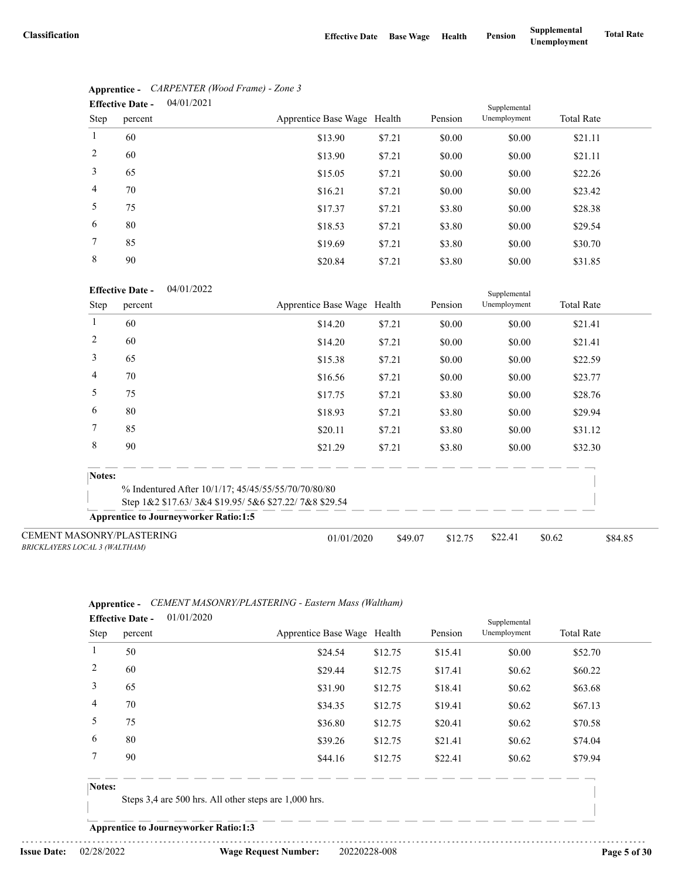| Classification | Effective Date | Base Wage | Health | Pension | Supplemental Unemployment | Total Rate |
|---|---|---|---|---|---|---|

**Apprentice -** *CARPENTER (Wood Frame) - Zone 3*

**Effective Date -** 04/01/2021

| Step | percent | Apprentice Base Wage | Health | Pension | Supplemental Unemployment | Total Rate |
|---|---|---|---|---|---|---|
| 1 | 60 | $13.90 | $7.21 | $0.00 | $0.00 | $21.11 |
| 2 | 60 | $13.90 | $7.21 | $0.00 | $0.00 | $21.11 |
| 3 | 65 | $15.05 | $7.21 | $0.00 | $0.00 | $22.26 |
| 4 | 70 | $16.21 | $7.21 | $0.00 | $0.00 | $23.42 |
| 5 | 75 | $17.37 | $7.21 | $3.80 | $0.00 | $28.38 |
| 6 | 80 | $18.53 | $7.21 | $3.80 | $0.00 | $29.54 |
| 7 | 85 | $19.69 | $7.21 | $3.80 | $0.00 | $30.70 |
| 8 | 90 | $20.84 | $7.21 | $3.80 | $0.00 | $31.85 |

**Effective Date -** 04/01/2022

| Step | percent | Apprentice Base Wage | Health | Pension | Supplemental Unemployment | Total Rate |
|---|---|---|---|---|---|---|
| 1 | 60 | $14.20 | $7.21 | $0.00 | $0.00 | $21.41 |
| 2 | 60 | $14.20 | $7.21 | $0.00 | $0.00 | $21.41 |
| 3 | 65 | $15.38 | $7.21 | $0.00 | $0.00 | $22.59 |
| 4 | 70 | $16.56 | $7.21 | $0.00 | $0.00 | $23.77 |
| 5 | 75 | $17.75 | $7.21 | $3.80 | $0.00 | $28.76 |
| 6 | 80 | $18.93 | $7.21 | $3.80 | $0.00 | $29.94 |
| 7 | 85 | $20.11 | $7.21 | $3.80 | $0.00 | $31.12 |
| 8 | 90 | $21.29 | $7.21 | $3.80 | $0.00 | $32.30 |

**Notes:**

% Indentured After 10/1/17; 45/45/55/55/70/70/80/80
Step 1&2 $17.63/ 3&4 $19.95/ 5&6 $27.22/ 7&8 $29.54

**Apprentice to Journeyworker Ratio:1:5**

| Classification | Effective Date | Base Wage | Health | Pension | Supplemental Unemployment | Total Rate |
|---|---|---|---|---|---|---|
| CEMENT MASONRY/PLASTERING<br>*BRICKLAYERS LOCAL 3 (WALTHAM)* | 01/01/2020 | $49.07 | $12.75 | $22.41 | $0.62 | $84.85 |

**Apprentice -** *CEMENT MASONRY/PLASTERING - Eastern Mass (Waltham)*

**Effective Date -** 01/01/2020

| Step | percent | Apprentice Base Wage | Health | Pension | Supplemental Unemployment | Total Rate |
|---|---|---|---|---|---|---|
| 1 | 50 | $24.54 | $12.75 | $15.41 | $0.00 | $52.70 |
| 2 | 60 | $29.44 | $12.75 | $17.41 | $0.62 | $60.22 |
| 3 | 65 | $31.90 | $12.75 | $18.41 | $0.62 | $63.68 |
| 4 | 70 | $34.35 | $12.75 | $19.41 | $0.62 | $67.13 |
| 5 | 75 | $36.80 | $12.75 | $20.41 | $0.62 | $70.58 |
| 6 | 80 | $39.26 | $12.75 | $21.41 | $0.62 | $74.04 |
| 7 | 90 | $44.16 | $12.75 | $22.41 | $0.62 | $79.94 |

**Notes:**

Steps 3,4 are 500 hrs. All other steps are 1,000 hrs.

**Apprentice to Journeyworker Ratio:1:3**

**Issue Date:** 02/28/2022 **Wage Request Number:** 20220228-008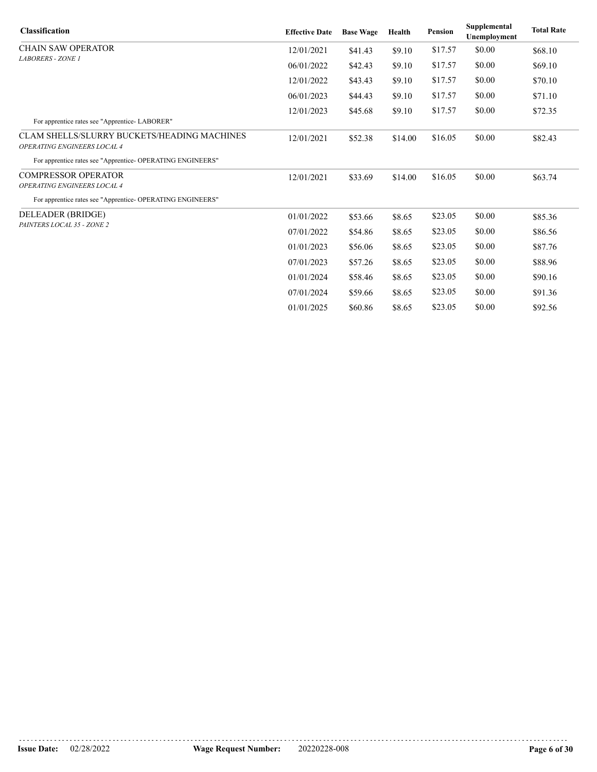| Classification | Effective Date | Base Wage | Health | Pension | Supplemental Unemployment | Total Rate |
|---|---|---|---|---|---|---|
| CHAIN SAW OPERATOR<br>*LABORERS - ZONE 1* | 12/01/2021 | $41.43 | $9.10 | $17.57 | $0.00 | $68.10 |
| | 06/01/2022 | $42.43 | $9.10 | $17.57 | $0.00 | $69.10 |
| | 12/01/2022 | $43.43 | $9.10 | $17.57 | $0.00 | $70.10 |
| | 06/01/2023 | $44.43 | $9.10 | $17.57 | $0.00 | $71.10 |
| | 12/01/2023 | $45.68 | $9.10 | $17.57 | $0.00 | $72.35 |
| For apprentice rates see "Apprentice- LABORER" | | | | | | |
| CLAM SHELLS/SLURRY BUCKETS/HEADING MACHINES<br>*OPERATING ENGINEERS LOCAL 4* | 12/01/2021 | $52.38 | $14.00 | $16.05 | $0.00 | $82.43 |
| For apprentice rates see "Apprentice- OPERATING ENGINEERS" | | | | | | |
| COMPRESSOR OPERATOR<br>*OPERATING ENGINEERS LOCAL 4* | 12/01/2021 | $33.69 | $14.00 | $16.05 | $0.00 | $63.74 |
| For apprentice rates see "Apprentice- OPERATING ENGINEERS" | | | | | | |
| DELEADER (BRIDGE)<br>*PAINTERS LOCAL 35 - ZONE 2* | 01/01/2022 | $53.66 | $8.65 | $23.05 | $0.00 | $85.36 |
| | 07/01/2022 | $54.86 | $8.65 | $23.05 | $0.00 | $86.56 |
| | 01/01/2023 | $56.06 | $8.65 | $23.05 | $0.00 | $87.76 |
| | 07/01/2023 | $57.26 | $8.65 | $23.05 | $0.00 | $88.96 |
| | 01/01/2024 | $58.46 | $8.65 | $23.05 | $0.00 | $90.16 |
| | 07/01/2024 | $59.66 | $8.65 | $23.05 | $0.00 | $91.36 |
| | 01/01/2025 | $60.86 | $8.65 | $23.05 | $0.00 | $92.56 |

**Issue Date:** 02/28/2022 **Wage Request Number:** 20220228-008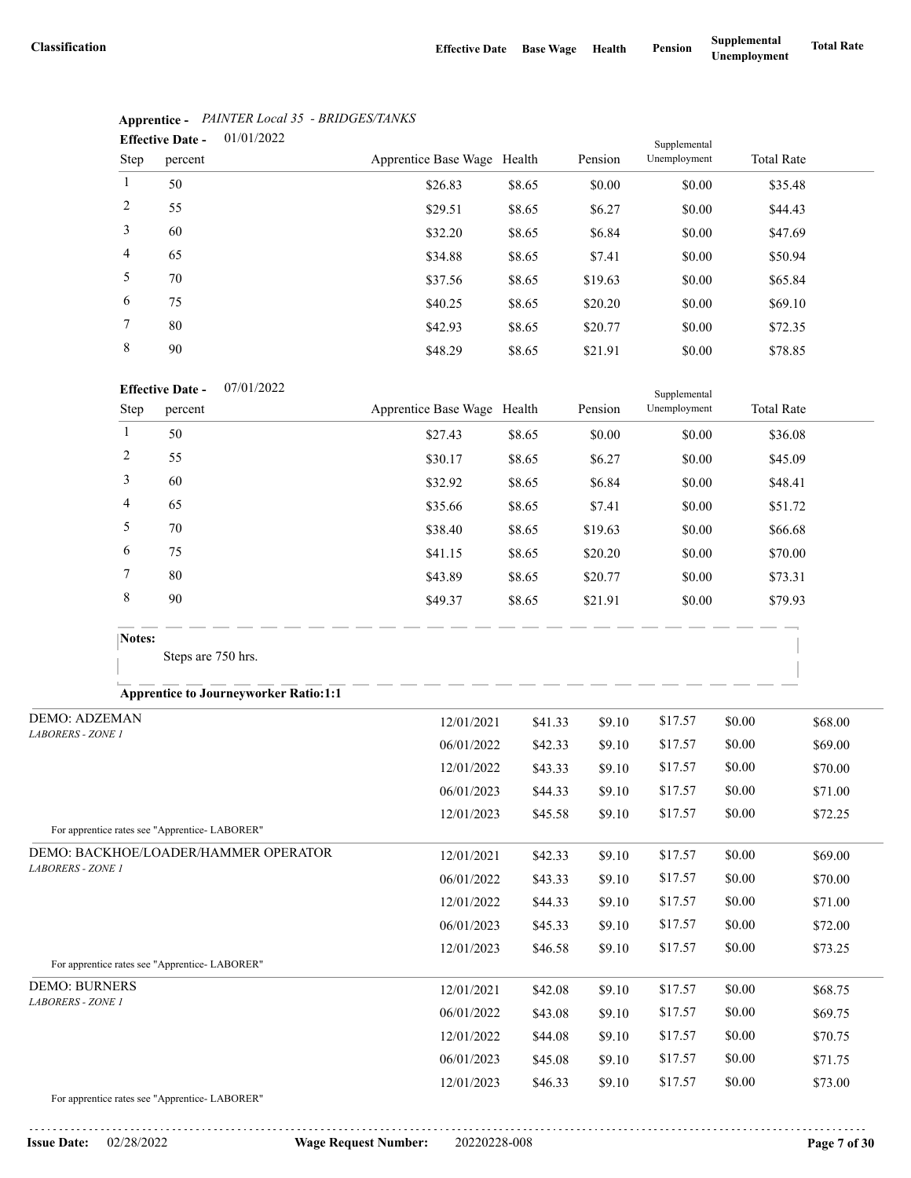| Classification | Effective Date | Base Wage | Health | Pension | Supplemental Unemployment | Total Rate |
|---|---|---|---|---|---|---|

**Apprentice -** *PAINTER Local 35 - BRIDGES/TANKS*

**Effective Date -** 01/01/2022

| Step | percent | Apprentice Base Wage | Health | Pension | Supplemental Unemployment | Total Rate |
|---|---|---|---|---|---|---|
| 1 | 50 | $26.83 | $8.65 | $0.00 | $0.00 | $35.48 |
| 2 | 55 | $29.51 | $8.65 | $6.27 | $0.00 | $44.43 |
| 3 | 60 | $32.20 | $8.65 | $6.84 | $0.00 | $47.69 |
| 4 | 65 | $34.88 | $8.65 | $7.41 | $0.00 | $50.94 |
| 5 | 70 | $37.56 | $8.65 | $19.63 | $0.00 | $65.84 |
| 6 | 75 | $40.25 | $8.65 | $20.20 | $0.00 | $69.10 |
| 7 | 80 | $42.93 | $8.65 | $20.77 | $0.00 | $72.35 |
| 8 | 90 | $48.29 | $8.65 | $21.91 | $0.00 | $78.85 |

**Effective Date -** 07/01/2022

| Step | percent | Apprentice Base Wage | Health | Pension | Supplemental Unemployment | Total Rate |
|---|---|---|---|---|---|---|
| 1 | 50 | $27.43 | $8.65 | $0.00 | $0.00 | $36.08 |
| 2 | 55 | $30.17 | $8.65 | $6.27 | $0.00 | $45.09 |
| 3 | 60 | $32.92 | $8.65 | $6.84 | $0.00 | $48.41 |
| 4 | 65 | $35.66 | $8.65 | $7.41 | $0.00 | $51.72 |
| 5 | 70 | $38.40 | $8.65 | $19.63 | $0.00 | $66.68 |
| 6 | 75 | $41.15 | $8.65 | $20.20 | $0.00 | $70.00 |
| 7 | 80 | $43.89 | $8.65 | $20.77 | $0.00 | $73.31 |
| 8 | 90 | $49.37 | $8.65 | $21.91 | $0.00 | $79.93 |

**Notes:**

Steps are 750 hrs.

**Apprentice to Journeyworker Ratio:1:1**

| Classification | Effective Date | Base Wage | Health | Pension | Supplemental Unemployment | Total Rate |
|---|---|---|---|---|---|---|
| DEMO: ADZEMAN<br>*LABORERS - ZONE 1* | 12/01/2021 | $41.33 | $9.10 | $17.57 | $0.00 | $68.00 |
| | 06/01/2022 | $42.33 | $9.10 | $17.57 | $0.00 | $69.00 |
| | 12/01/2022 | $43.33 | $9.10 | $17.57 | $0.00 | $70.00 |
| | 06/01/2023 | $44.33 | $9.10 | $17.57 | $0.00 | $71.00 |
| | 12/01/2023 | $45.58 | $9.10 | $17.57 | $0.00 | $72.25 |
| For apprentice rates see "Apprentice- LABORER" | | | | | | |
| DEMO: BACKHOE/LOADER/HAMMER OPERATOR<br>*LABORERS - ZONE 1* | 12/01/2021 | $42.33 | $9.10 | $17.57 | $0.00 | $69.00 |
| | 06/01/2022 | $43.33 | $9.10 | $17.57 | $0.00 | $70.00 |
| | 12/01/2022 | $44.33 | $9.10 | $17.57 | $0.00 | $71.00 |
| | 06/01/2023 | $45.33 | $9.10 | $17.57 | $0.00 | $72.00 |
| | 12/01/2023 | $46.58 | $9.10 | $17.57 | $0.00 | $73.25 |
| For apprentice rates see "Apprentice- LABORER" | | | | | | |
| DEMO: BURNERS<br>*LABORERS - ZONE 1* | 12/01/2021 | $42.08 | $9.10 | $17.57 | $0.00 | $68.75 |
| | 06/01/2022 | $43.08 | $9.10 | $17.57 | $0.00 | $69.75 |
| | 12/01/2022 | $44.08 | $9.10 | $17.57 | $0.00 | $70.75 |
| | 06/01/2023 | $45.08 | $9.10 | $17.57 | $0.00 | $71.75 |
| | 12/01/2023 | $46.33 | $9.10 | $17.57 | $0.00 | $73.00 |
| For apprentice rates see "Apprentice- LABORER" | | | | | | |

**Issue Date:** 02/28/2022 **Wage Request Number:** 20220228-008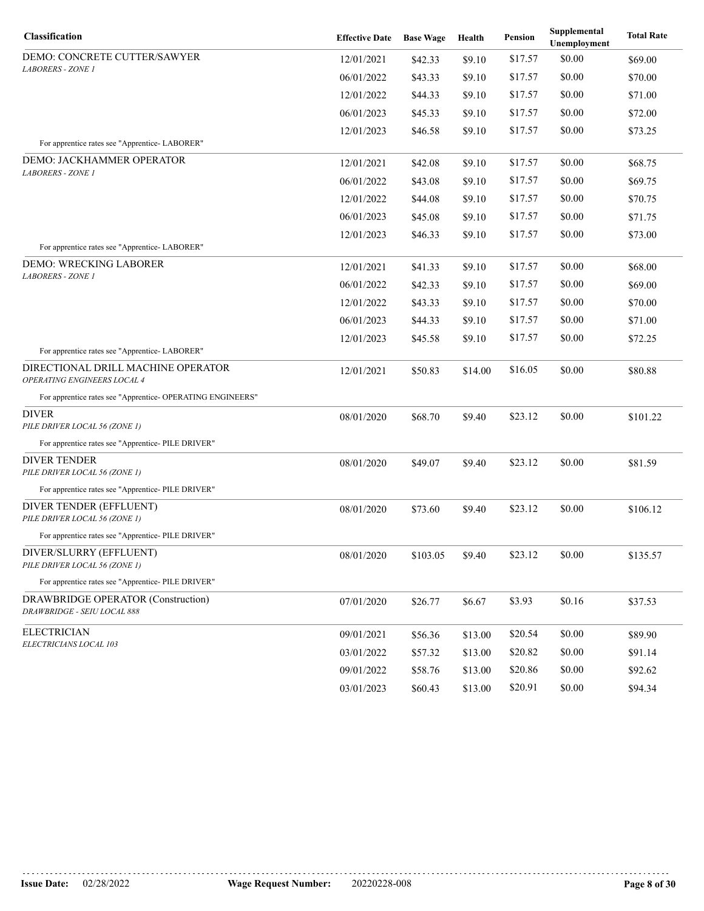| Classification | Effective Date | Base Wage | Health | Pension | Supplemental Unemployment | Total Rate |
|---|---|---|---|---|---|---|
| DEMO: CONCRETE CUTTER/SAWYER<br>*LABORERS - ZONE 1* | 12/01/2021 | $42.33 | $9.10 | $17.57 | $0.00 | $69.00 |
| | 06/01/2022 | $43.33 | $9.10 | $17.57 | $0.00 | $70.00 |
| | 12/01/2022 | $44.33 | $9.10 | $17.57 | $0.00 | $71.00 |
| | 06/01/2023 | $45.33 | $9.10 | $17.57 | $0.00 | $72.00 |
| | 12/01/2023 | $46.58 | $9.10 | $17.57 | $0.00 | $73.25 |
| For apprentice rates see "Apprentice- LABORER" | | | | | | |
| DEMO: JACKHAMMER OPERATOR<br>*LABORERS - ZONE 1* | 12/01/2021 | $42.08 | $9.10 | $17.57 | $0.00 | $68.75 |
| | 06/01/2022 | $43.08 | $9.10 | $17.57 | $0.00 | $69.75 |
| | 12/01/2022 | $44.08 | $9.10 | $17.57 | $0.00 | $70.75 |
| | 06/01/2023 | $45.08 | $9.10 | $17.57 | $0.00 | $71.75 |
| | 12/01/2023 | $46.33 | $9.10 | $17.57 | $0.00 | $73.00 |
| For apprentice rates see "Apprentice- LABORER" | | | | | | |
| DEMO: WRECKING LABORER<br>*LABORERS - ZONE 1* | 12/01/2021 | $41.33 | $9.10 | $17.57 | $0.00 | $68.00 |
| | 06/01/2022 | $42.33 | $9.10 | $17.57 | $0.00 | $69.00 |
| | 12/01/2022 | $43.33 | $9.10 | $17.57 | $0.00 | $70.00 |
| | 06/01/2023 | $44.33 | $9.10 | $17.57 | $0.00 | $71.00 |
| | 12/01/2023 | $45.58 | $9.10 | $17.57 | $0.00 | $72.25 |
| For apprentice rates see "Apprentice- LABORER" | | | | | | |
| DIRECTIONAL DRILL MACHINE OPERATOR<br>*OPERATING ENGINEERS LOCAL 4* | 12/01/2021 | $50.83 | $14.00 | $16.05 | $0.00 | $80.88 |
| For apprentice rates see "Apprentice- OPERATING ENGINEERS" | | | | | | |
| DIVER<br>*PILE DRIVER LOCAL 56 (ZONE 1)* | 08/01/2020 | $68.70 | $9.40 | $23.12 | $0.00 | $101.22 |
| For apprentice rates see "Apprentice- PILE DRIVER" | | | | | | |
| DIVER TENDER<br>*PILE DRIVER LOCAL 56 (ZONE 1)* | 08/01/2020 | $49.07 | $9.40 | $23.12 | $0.00 | $81.59 |
| For apprentice rates see "Apprentice- PILE DRIVER" | | | | | | |
| DIVER TENDER (EFFLUENT)<br>*PILE DRIVER LOCAL 56 (ZONE 1)* | 08/01/2020 | $73.60 | $9.40 | $23.12 | $0.00 | $106.12 |
| For apprentice rates see "Apprentice- PILE DRIVER" | | | | | | |
| DIVER/SLURRY (EFFLUENT)<br>*PILE DRIVER LOCAL 56 (ZONE 1)* | 08/01/2020 | $103.05 | $9.40 | $23.12 | $0.00 | $135.57 |
| For apprentice rates see "Apprentice- PILE DRIVER" | | | | | | |
| DRAWBRIDGE OPERATOR (Construction)<br>*DRAWBRIDGE - SEIU LOCAL 888* | 07/01/2020 | $26.77 | $6.67 | $3.93 | $0.16 | $37.53 |
| ELECTRICIAN<br>*ELECTRICIANS LOCAL 103* | 09/01/2021 | $56.36 | $13.00 | $20.54 | $0.00 | $89.90 |
| | 03/01/2022 | $57.32 | $13.00 | $20.82 | $0.00 | $91.14 |
| | 09/01/2022 | $58.76 | $13.00 | $20.86 | $0.00 | $92.62 |
| | 03/01/2023 | $60.43 | $13.00 | $20.91 | $0.00 | $94.34 |

**Issue Date:** 02/28/2022 **Wage Request Number:** 20220228-008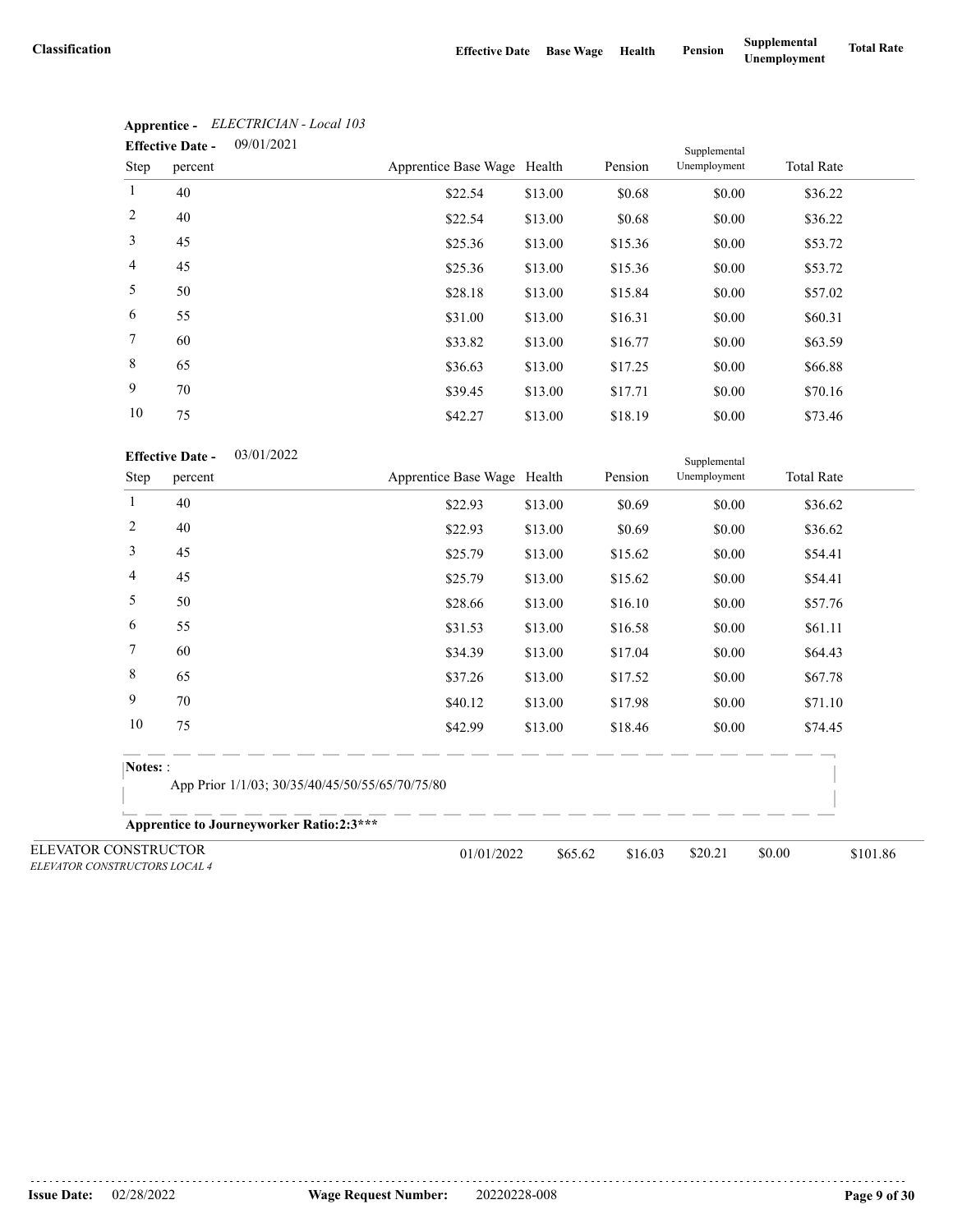| Classification | Effective Date | Base Wage | Health | Pension | Supplemental Unemployment | Total Rate |
|---|---|---|---|---|---|---|

**Apprentice -** *ELECTRICIAN - Local 103*

**Effective Date -** 09/01/2021

| Step | percent | Apprentice Base Wage | Health | Pension | Supplemental Unemployment | Total Rate |
|---|---|---|---|---|---|---|
| 1 | 40 | $22.54 | $13.00 | $0.68 | $0.00 | $36.22 |
| 2 | 40 | $22.54 | $13.00 | $0.68 | $0.00 | $36.22 |
| 3 | 45 | $25.36 | $13.00 | $15.36 | $0.00 | $53.72 |
| 4 | 45 | $25.36 | $13.00 | $15.36 | $0.00 | $53.72 |
| 5 | 50 | $28.18 | $13.00 | $15.84 | $0.00 | $57.02 |
| 6 | 55 | $31.00 | $13.00 | $16.31 | $0.00 | $60.31 |
| 7 | 60 | $33.82 | $13.00 | $16.77 | $0.00 | $63.59 |
| 8 | 65 | $36.63 | $13.00 | $17.25 | $0.00 | $66.88 |
| 9 | 70 | $39.45 | $13.00 | $17.71 | $0.00 | $70.16 |
| 10 | 75 | $42.27 | $13.00 | $18.19 | $0.00 | $73.46 |

**Effective Date -** 03/01/2022

| Step | percent | Apprentice Base Wage | Health | Pension | Supplemental Unemployment | Total Rate |
|---|---|---|---|---|---|---|
| 1 | 40 | $22.93 | $13.00 | $0.69 | $0.00 | $36.62 |
| 2 | 40 | $22.93 | $13.00 | $0.69 | $0.00 | $36.62 |
| 3 | 45 | $25.79 | $13.00 | $15.62 | $0.00 | $54.41 |
| 4 | 45 | $25.79 | $13.00 | $15.62 | $0.00 | $54.41 |
| 5 | 50 | $28.66 | $13.00 | $16.10 | $0.00 | $57.76 |
| 6 | 55 | $31.53 | $13.00 | $16.58 | $0.00 | $61.11 |
| 7 | 60 | $34.39 | $13.00 | $17.04 | $0.00 | $64.43 |
| 8 | 65 | $37.26 | $13.00 | $17.52 | $0.00 | $67.78 |
| 9 | 70 | $40.12 | $13.00 | $17.98 | $0.00 | $71.10 |
| 10 | 75 | $42.99 | $13.00 | $18.46 | $0.00 | $74.45 |

**Notes:** :

App Prior 1/1/03; 30/35/40/45/50/55/65/70/75/80

**Apprentice to Journeyworker Ratio:2:3*****

| Classification | Effective Date | Base Wage | Health | Pension | Supplemental Unemployment | Total Rate |
|---|---|---|---|---|---|---|
| ELEVATOR CONSTRUCTOR<br>*ELEVATOR CONSTRUCTORS LOCAL 4* | 01/01/2022 | $65.62 | $16.03 | $20.21 | $0.00 | $101.86 |

**Issue Date:** 02/28/2022 **Wage Request Number:** 20220228-008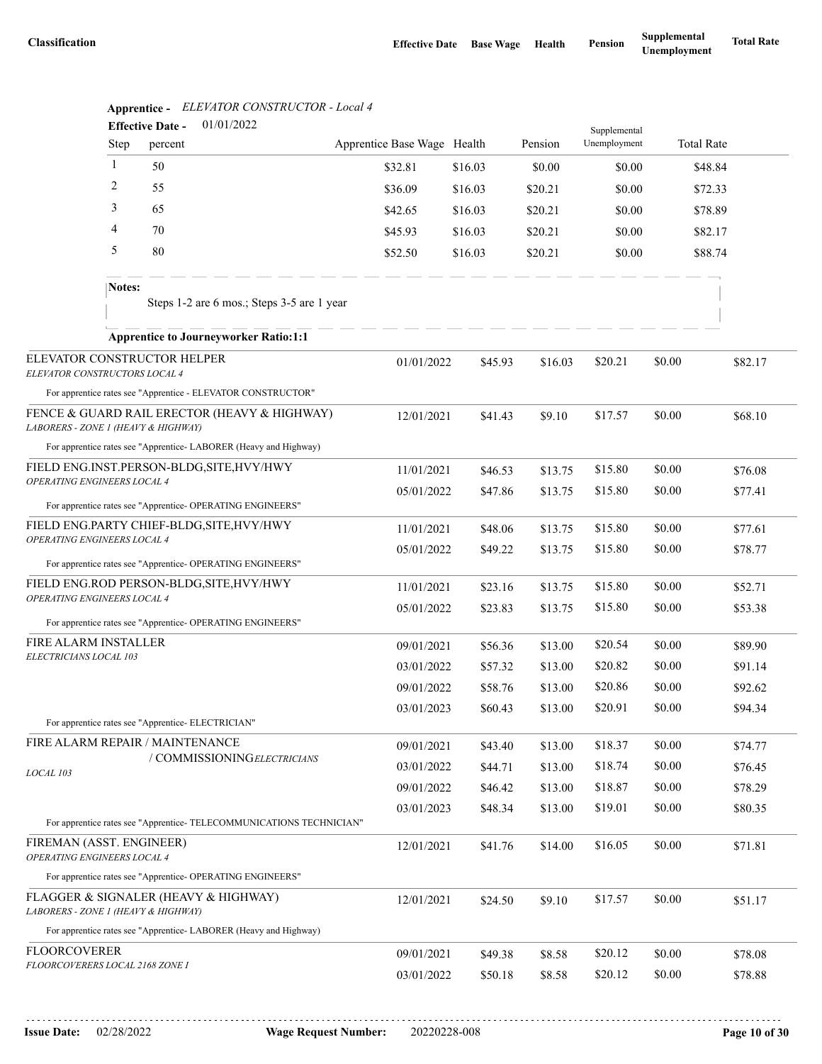| Classification | Effective Date | Base Wage | Health | Pension | Supplemental Unemployment | Total Rate |
|---|---|---|---|---|---|---|

**Apprentice -** *ELEVATOR CONSTRUCTOR - Local 4*

**Effective Date -** 01/01/2022

| Step | percent | Apprentice Base Wage | Health | Pension | Supplemental Unemployment | Total Rate |
|---|---|---|---|---|---|---|
| 1 | 50 | $32.81 | $16.03 | $0.00 | $0.00 | $48.84 |
| 2 | 55 | $36.09 | $16.03 | $20.21 | $0.00 | $72.33 |
| 3 | 65 | $42.65 | $16.03 | $20.21 | $0.00 | $78.89 |
| 4 | 70 | $45.93 | $16.03 | $20.21 | $0.00 | $82.17 |
| 5 | 80 | $52.50 | $16.03 | $20.21 | $0.00 | $88.74 |

**Notes:**

Steps 1-2 are 6 mos.; Steps 3-5 are 1 year

**Apprentice to Journeyworker Ratio:1:1**

| Classification | Effective Date | Base Wage | Health | Pension | Supplemental Unemployment | Total Rate |
|---|---|---|---|---|---|---|
| ELEVATOR CONSTRUCTOR HELPER<br>*ELEVATOR CONSTRUCTORS LOCAL 4* | 01/01/2022 | $45.93 | $16.03 | $20.21 | $0.00 | $82.17 |
| For apprentice rates see "Apprentice - ELEVATOR CONSTRUCTOR" | | | | | | |
| FENCE & GUARD RAIL ERECTOR (HEAVY & HIGHWAY)<br>*LABORERS - ZONE 1 (HEAVY & HIGHWAY)* | 12/01/2021 | $41.43 | $9.10 | $17.57 | $0.00 | $68.10 |
| For apprentice rates see "Apprentice- LABORER (Heavy and Highway) | | | | | | |
| FIELD ENG.INST.PERSON-BLDG,SITE,HVY/HWY<br>*OPERATING ENGINEERS LOCAL 4* | 11/01/2021 | $46.53 | $13.75 | $15.80 | $0.00 | $76.08 |
| | 05/01/2022 | $47.86 | $13.75 | $15.80 | $0.00 | $77.41 |
| For apprentice rates see "Apprentice- OPERATING ENGINEERS" | | | | | | |
| FIELD ENG.PARTY CHIEF-BLDG,SITE,HVY/HWY<br>*OPERATING ENGINEERS LOCAL 4* | 11/01/2021 | $48.06 | $13.75 | $15.80 | $0.00 | $77.61 |
| | 05/01/2022 | $49.22 | $13.75 | $15.80 | $0.00 | $78.77 |
| For apprentice rates see "Apprentice- OPERATING ENGINEERS" | | | | | | |
| FIELD ENG.ROD PERSON-BLDG,SITE,HVY/HWY<br>*OPERATING ENGINEERS LOCAL 4* | 11/01/2021 | $23.16 | $13.75 | $15.80 | $0.00 | $52.71 |
| | 05/01/2022 | $23.83 | $13.75 | $15.80 | $0.00 | $53.38 |
| For apprentice rates see "Apprentice- OPERATING ENGINEERS" | | | | | | |
| FIRE ALARM INSTALLER<br>*ELECTRICIANS LOCAL 103* | 09/01/2021 | $56.36 | $13.00 | $20.54 | $0.00 | $89.90 |
| | 03/01/2022 | $57.32 | $13.00 | $20.82 | $0.00 | $91.14 |
| | 09/01/2022 | $58.76 | $13.00 | $20.86 | $0.00 | $92.62 |
| | 03/01/2023 | $60.43 | $13.00 | $20.91 | $0.00 | $94.34 |
| For apprentice rates see "Apprentice- ELECTRICIAN" | | | | | | |
| FIRE ALARM REPAIR / MAINTENANCE / COMMISSIONING<br>*ELECTRICIANS LOCAL 103* | 09/01/2021 | $43.40 | $13.00 | $18.37 | $0.00 | $74.77 |
| | 03/01/2022 | $44.71 | $13.00 | $18.74 | $0.00 | $76.45 |
| | 09/01/2022 | $46.42 | $13.00 | $18.87 | $0.00 | $78.29 |
| | 03/01/2023 | $48.34 | $13.00 | $19.01 | $0.00 | $80.35 |
| For apprentice rates see "Apprentice- TELECOMMUNICATIONS TECHNICIAN" | | | | | | |
| FIREMAN (ASST. ENGINEER)<br>*OPERATING ENGINEERS LOCAL 4* | 12/01/2021 | $41.76 | $14.00 | $16.05 | $0.00 | $71.81 |
| For apprentice rates see "Apprentice- OPERATING ENGINEERS" | | | | | | |
| FLAGGER & SIGNALER (HEAVY & HIGHWAY)<br>*LABORERS - ZONE 1 (HEAVY & HIGHWAY)* | 12/01/2021 | $24.50 | $9.10 | $17.57 | $0.00 | $51.17 |
| For apprentice rates see "Apprentice- LABORER (Heavy and Highway) | | | | | | |
| FLOORCOVERER<br>*FLOORCOVERERS LOCAL 2168 ZONE I* | 09/01/2021 | $49.38 | $8.58 | $20.12 | $0.00 | $78.08 |
| | 03/01/2022 | $50.18 | $8.58 | $20.12 | $0.00 | $78.88 |

**Issue Date:** 02/28/2022 **Wage Request Number:** 20220228-008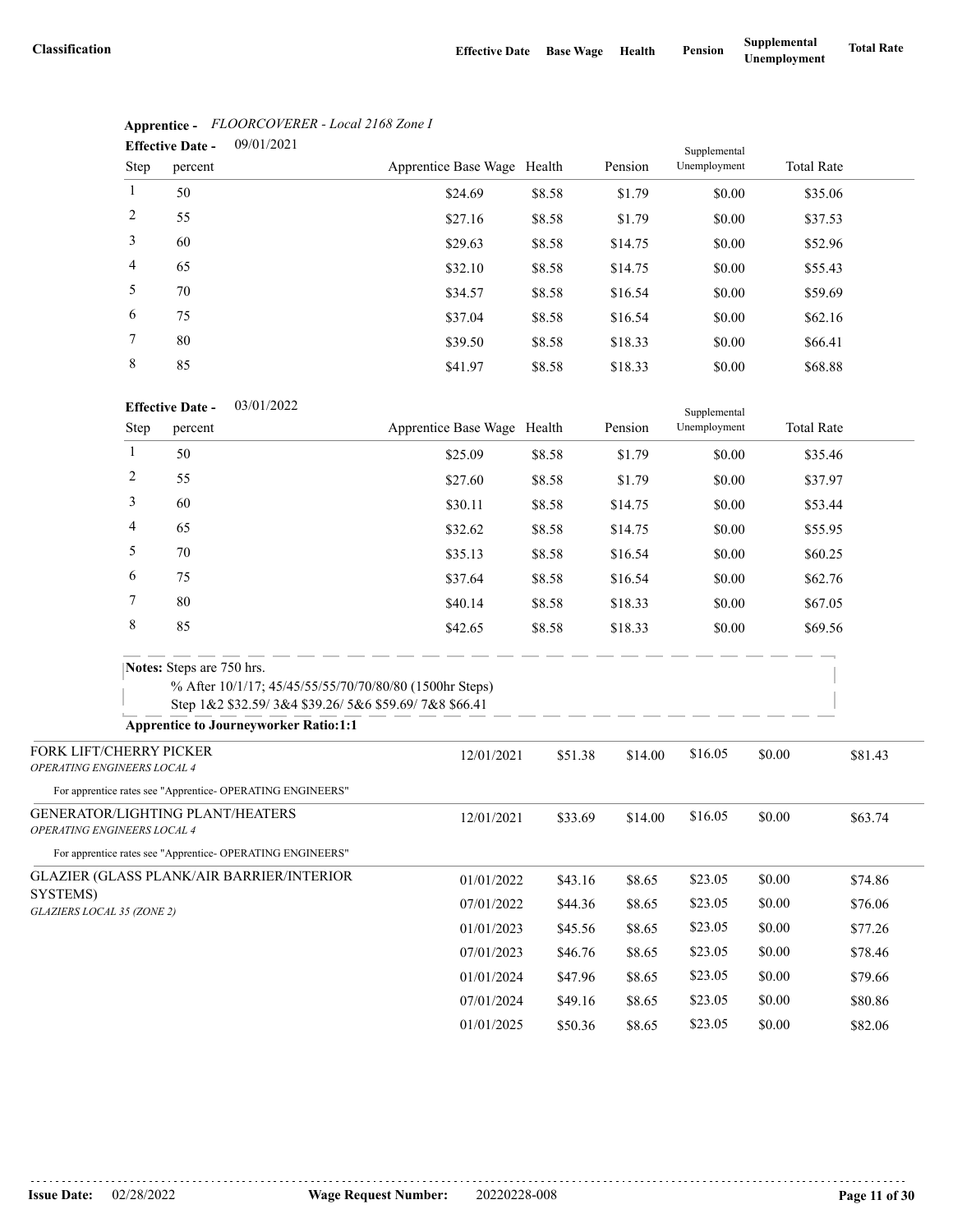| Classification | Effective Date | Base Wage | Health | Pension | Supplemental Unemployment | Total Rate |
|---|---|---|---|---|---|---|

**Apprentice -** *FLOORCOVERER - Local 2168 Zone I*

**Effective Date -** 09/01/2021

| Step | percent | Apprentice Base Wage | Health | Pension | Supplemental Unemployment | Total Rate |
|---|---|---|---|---|---|---|
| 1 | 50 | $24.69 | $8.58 | $1.79 | $0.00 | $35.06 |
| 2 | 55 | $27.16 | $8.58 | $1.79 | $0.00 | $37.53 |
| 3 | 60 | $29.63 | $8.58 | $14.75 | $0.00 | $52.96 |
| 4 | 65 | $32.10 | $8.58 | $14.75 | $0.00 | $55.43 |
| 5 | 70 | $34.57 | $8.58 | $16.54 | $0.00 | $59.69 |
| 6 | 75 | $37.04 | $8.58 | $16.54 | $0.00 | $62.16 |
| 7 | 80 | $39.50 | $8.58 | $18.33 | $0.00 | $66.41 |
| 8 | 85 | $41.97 | $8.58 | $18.33 | $0.00 | $68.88 |

**Effective Date -** 03/01/2022

| Step | percent | Apprentice Base Wage | Health | Pension | Supplemental Unemployment | Total Rate |
|---|---|---|---|---|---|---|
| 1 | 50 | $25.09 | $8.58 | $1.79 | $0.00 | $35.46 |
| 2 | 55 | $27.60 | $8.58 | $1.79 | $0.00 | $37.97 |
| 3 | 60 | $30.11 | $8.58 | $14.75 | $0.00 | $53.44 |
| 4 | 65 | $32.62 | $8.58 | $14.75 | $0.00 | $55.95 |
| 5 | 70 | $35.13 | $8.58 | $16.54 | $0.00 | $60.25 |
| 6 | 75 | $37.64 | $8.58 | $16.54 | $0.00 | $62.76 |
| 7 | 80 | $40.14 | $8.58 | $18.33 | $0.00 | $67.05 |
| 8 | 85 | $42.65 | $8.58 | $18.33 | $0.00 | $69.56 |

**Notes:** Steps are 750 hrs.
% After 10/1/17; 45/45/55/55/70/70/80/80 (1500hr Steps)
Step 1&2 $32.59/ 3&4 $39.26/ 5&6 $59.69/ 7&8 $66.41

**Apprentice to Journeyworker Ratio:1:1**

| Classification | Effective Date | Base Wage | Health | Pension | Supplemental Unemployment | Total Rate |
|---|---|---|---|---|---|---|
| FORK LIFT/CHERRY PICKER *OPERATING ENGINEERS LOCAL 4* | 12/01/2021 | $51.38 | $14.00 | $16.05 | $0.00 | $81.43 |
| For apprentice rates see "Apprentice- OPERATING ENGINEERS" | | | | | | |
| GENERATOR/LIGHTING PLANT/HEATERS *OPERATING ENGINEERS LOCAL 4* | 12/01/2021 | $33.69 | $14.00 | $16.05 | $0.00 | $63.74 |
| For apprentice rates see "Apprentice- OPERATING ENGINEERS" | | | | | | |
| GLAZIER (GLASS PLANK/AIR BARRIER/INTERIOR SYSTEMS) *GLAZIERS LOCAL 35 (ZONE 2)* | 01/01/2022 | $43.16 | $8.65 | $23.05 | $0.00 | $74.86 |
| | 07/01/2022 | $44.36 | $8.65 | $23.05 | $0.00 | $76.06 |
| | 01/01/2023 | $45.56 | $8.65 | $23.05 | $0.00 | $77.26 |
| | 07/01/2023 | $46.76 | $8.65 | $23.05 | $0.00 | $78.46 |
| | 01/01/2024 | $47.96 | $8.65 | $23.05 | $0.00 | $79.66 |
| | 07/01/2024 | $49.16 | $8.65 | $23.05 | $0.00 | $80.86 |
| | 01/01/2025 | $50.36 | $8.65 | $23.05 | $0.00 | $82.06 |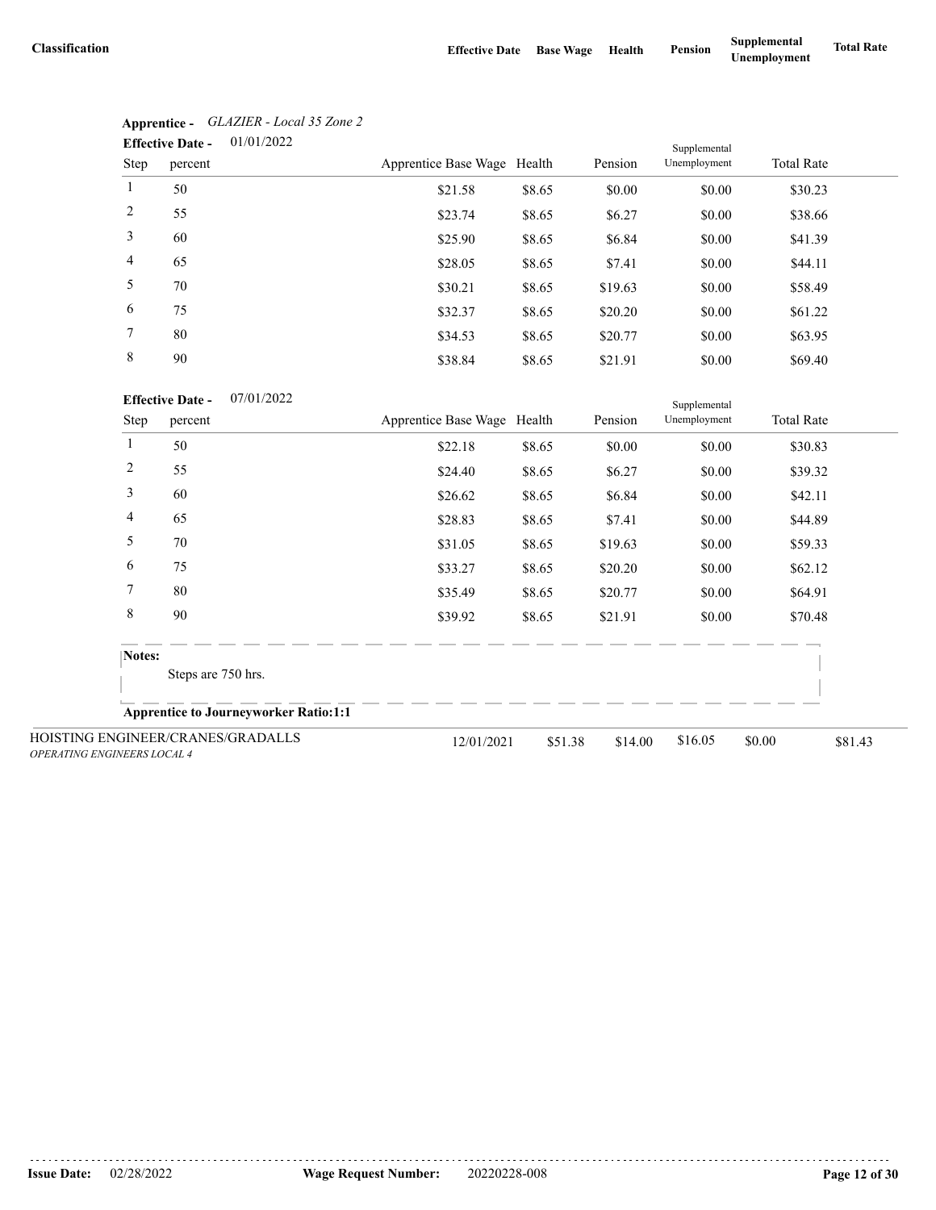| Classification | Effective Date | Base Wage | Health | Pension | Supplemental Unemployment | Total Rate |
|---|---|---|---|---|---|---|

**Apprentice -** *GLAZIER - Local 35 Zone 2*

**Effective Date -** 01/01/2022

| Step | percent | Apprentice Base Wage | Health | Pension | Supplemental Unemployment | Total Rate |
|---|---|---|---|---|---|---|
| 1 | 50 | $21.58 | $8.65 | $0.00 | $0.00 | $30.23 |
| 2 | 55 | $23.74 | $8.65 | $6.27 | $0.00 | $38.66 |
| 3 | 60 | $25.90 | $8.65 | $6.84 | $0.00 | $41.39 |
| 4 | 65 | $28.05 | $8.65 | $7.41 | $0.00 | $44.11 |
| 5 | 70 | $30.21 | $8.65 | $19.63 | $0.00 | $58.49 |
| 6 | 75 | $32.37 | $8.65 | $20.20 | $0.00 | $61.22 |
| 7 | 80 | $34.53 | $8.65 | $20.77 | $0.00 | $63.95 |
| 8 | 90 | $38.84 | $8.65 | $21.91 | $0.00 | $69.40 |

**Effective Date -** 07/01/2022

| Step | percent | Apprentice Base Wage | Health | Pension | Supplemental Unemployment | Total Rate |
|---|---|---|---|---|---|---|
| 1 | 50 | $22.18 | $8.65 | $0.00 | $0.00 | $30.83 |
| 2 | 55 | $24.40 | $8.65 | $6.27 | $0.00 | $39.32 |
| 3 | 60 | $26.62 | $8.65 | $6.84 | $0.00 | $42.11 |
| 4 | 65 | $28.83 | $8.65 | $7.41 | $0.00 | $44.89 |
| 5 | 70 | $31.05 | $8.65 | $19.63 | $0.00 | $59.33 |
| 6 | 75 | $33.27 | $8.65 | $20.20 | $0.00 | $62.12 |
| 7 | 80 | $35.49 | $8.65 | $20.77 | $0.00 | $64.91 |
| 8 | 90 | $39.92 | $8.65 | $21.91 | $0.00 | $70.48 |

**Notes:**

Steps are 750 hrs.

**Apprentice to Journeyworker Ratio:1:1**

| Classification | Effective Date | Base Wage | Health | Pension | Supplemental Unemployment | Total Rate |
|---|---|---|---|---|---|---|
| HOISTING ENGINEER/CRANES/GRADALLS *OPERATING ENGINEERS LOCAL 4* | 12/01/2021 | $51.38 | $14.00 | $16.05 | $0.00 | $81.43 |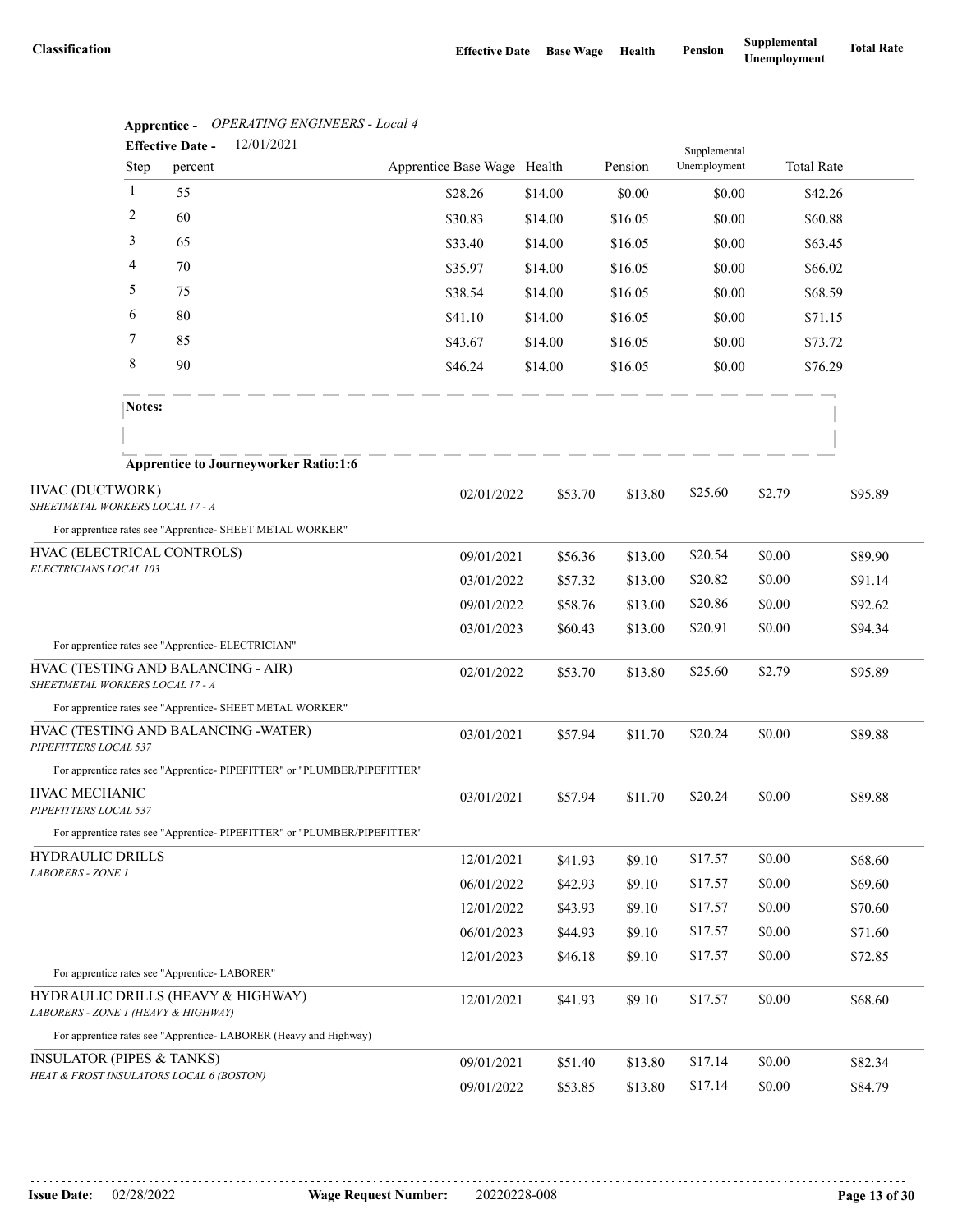| Classification | Effective Date | Base Wage | Health | Pension | Supplemental Unemployment | Total Rate |
|---|---|---|---|---|---|---|

**Apprentice -** *OPERATING ENGINEERS - Local 4*

**Effective Date -** 12/01/2021

| Step | percent | Apprentice Base Wage | Health | Pension | Supplemental Unemployment | Total Rate |
|---|---|---|---|---|---|---|
| 1 | 55 | $28.26 | $14.00 | $0.00 | $0.00 | $42.26 |
| 2 | 60 | $30.83 | $14.00 | $16.05 | $0.00 | $60.88 |
| 3 | 65 | $33.40 | $14.00 | $16.05 | $0.00 | $63.45 |
| 4 | 70 | $35.97 | $14.00 | $16.05 | $0.00 | $66.02 |
| 5 | 75 | $38.54 | $14.00 | $16.05 | $0.00 | $68.59 |
| 6 | 80 | $41.10 | $14.00 | $16.05 | $0.00 | $71.15 |
| 7 | 85 | $43.67 | $14.00 | $16.05 | $0.00 | $73.72 |
| 8 | 90 | $46.24 | $14.00 | $16.05 | $0.00 | $76.29 |

**Notes:**

**Apprentice to Journeyworker Ratio:1:6**

| Classification | Effective Date | Base Wage | Health | Pension | Supplemental Unemployment | Total Rate |
|---|---|---|---|---|---|---|
| HVAC (DUCTWORK) *SHEETMETAL WORKERS LOCAL 17 - A* | 02/01/2022 | $53.70 | $13.80 | $25.60 | $2.79 | $95.89 |
| For apprentice rates see "Apprentice- SHEET METAL WORKER" | | | | | | |
| HVAC (ELECTRICAL CONTROLS) *ELECTRICIANS LOCAL 103* | 09/01/2021 | $56.36 | $13.00 | $20.54 | $0.00 | $89.90 |
| | 03/01/2022 | $57.32 | $13.00 | $20.82 | $0.00 | $91.14 |
| | 09/01/2022 | $58.76 | $13.00 | $20.86 | $0.00 | $92.62 |
| | 03/01/2023 | $60.43 | $13.00 | $20.91 | $0.00 | $94.34 |
| For apprentice rates see "Apprentice- ELECTRICIAN" | | | | | | |
| HVAC (TESTING AND BALANCING - AIR) *SHEETMETAL WORKERS LOCAL 17 - A* | 02/01/2022 | $53.70 | $13.80 | $25.60 | $2.79 | $95.89 |
| For apprentice rates see "Apprentice- SHEET METAL WORKER" | | | | | | |
| HVAC (TESTING AND BALANCING -WATER) *PIPEFITTERS LOCAL 537* | 03/01/2021 | $57.94 | $11.70 | $20.24 | $0.00 | $89.88 |
| For apprentice rates see "Apprentice- PIPEFITTER" or "PLUMBER/PIPEFITTER" | | | | | | |
| HVAC MECHANIC *PIPEFITTERS LOCAL 537* | 03/01/2021 | $57.94 | $11.70 | $20.24 | $0.00 | $89.88 |
| For apprentice rates see "Apprentice- PIPEFITTER" or "PLUMBER/PIPEFITTER" | | | | | | |
| HYDRAULIC DRILLS *LABORERS - ZONE 1* | 12/01/2021 | $41.93 | $9.10 | $17.57 | $0.00 | $68.60 |
| | 06/01/2022 | $42.93 | $9.10 | $17.57 | $0.00 | $69.60 |
| | 12/01/2022 | $43.93 | $9.10 | $17.57 | $0.00 | $70.60 |
| | 06/01/2023 | $44.93 | $9.10 | $17.57 | $0.00 | $71.60 |
| | 12/01/2023 | $46.18 | $9.10 | $17.57 | $0.00 | $72.85 |
| For apprentice rates see "Apprentice- LABORER" | | | | | | |
| HYDRAULIC DRILLS (HEAVY & HIGHWAY) *LABORERS - ZONE 1 (HEAVY & HIGHWAY)* | 12/01/2021 | $41.93 | $9.10 | $17.57 | $0.00 | $68.60 |
| For apprentice rates see "Apprentice- LABORER (Heavy and Highway) | | | | | | |
| INSULATOR (PIPES & TANKS) *HEAT & FROST INSULATORS LOCAL 6 (BOSTON)* | 09/01/2021 | $51.40 | $13.80 | $17.14 | $0.00 | $82.34 |
| | 09/01/2022 | $53.85 | $13.80 | $17.14 | $0.00 | $84.79 |

**Issue Date:** 02/28/2022 **Wage Request Number:** 20220228-008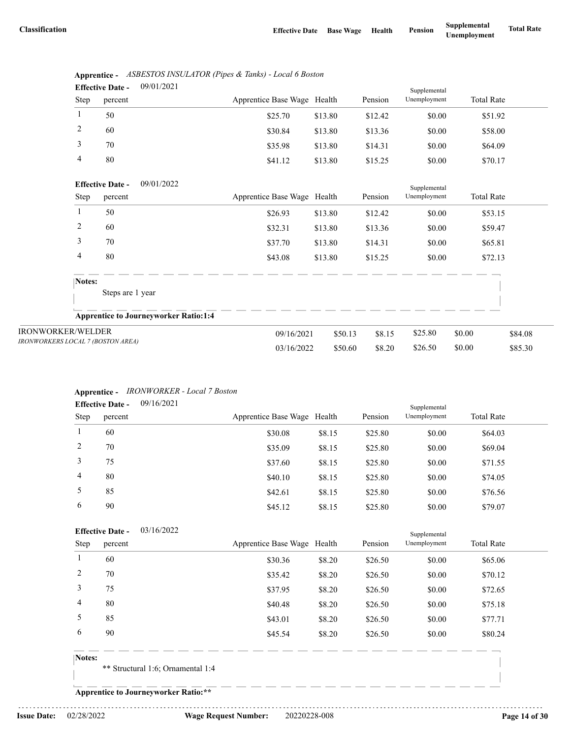| Classification | Effective Date | Base Wage | Health | Pension | Supplemental Unemployment | Total Rate |
|---|---|---|---|---|---|---|

**Apprentice -** *ASBESTOS INSULATOR (Pipes & Tanks) - Local 6 Boston*

**Effective Date -** 09/01/2021

| Step | percent | Apprentice Base Wage | Health | Pension | Supplemental Unemployment | Total Rate |
|---|---|---|---|---|---|---|
| 1 | 50 | $25.70 | $13.80 | $12.42 | $0.00 | $51.92 |
| 2 | 60 | $30.84 | $13.80 | $13.36 | $0.00 | $58.00 |
| 3 | 70 | $35.98 | $13.80 | $14.31 | $0.00 | $64.09 |
| 4 | 80 | $41.12 | $13.80 | $15.25 | $0.00 | $70.17 |

**Effective Date -** 09/01/2022

| Step | percent | Apprentice Base Wage | Health | Pension | Supplemental Unemployment | Total Rate |
|---|---|---|---|---|---|---|
| 1 | 50 | $26.93 | $13.80 | $12.42 | $0.00 | $53.15 |
| 2 | 60 | $32.31 | $13.80 | $13.36 | $0.00 | $59.47 |
| 3 | 70 | $37.70 | $13.80 | $14.31 | $0.00 | $65.81 |
| 4 | 80 | $43.08 | $13.80 | $15.25 | $0.00 | $72.13 |

**Notes:**

Steps are 1 year

**Apprentice to Journeyworker Ratio:1:4**

| Classification | Effective Date | Base Wage | Health | Pension | Supplemental Unemployment | Total Rate |
|---|---|---|---|---|---|---|
| IRONWORKER/WELDER *IRONWORKERS LOCAL 7 (BOSTON AREA)* | 09/16/2021 | $50.13 | $8.15 | $25.80 | $0.00 | $84.08 |
| | 03/16/2022 | $50.60 | $8.20 | $26.50 | $0.00 | $85.30 |

**Apprentice -** *IRONWORKER - Local 7 Boston*

**Effective Date -** 09/16/2021

| Step | percent | Apprentice Base Wage | Health | Pension | Supplemental Unemployment | Total Rate |
|---|---|---|---|---|---|---|
| 1 | 60 | $30.08 | $8.15 | $25.80 | $0.00 | $64.03 |
| 2 | 70 | $35.09 | $8.15 | $25.80 | $0.00 | $69.04 |
| 3 | 75 | $37.60 | $8.15 | $25.80 | $0.00 | $71.55 |
| 4 | 80 | $40.10 | $8.15 | $25.80 | $0.00 | $74.05 |
| 5 | 85 | $42.61 | $8.15 | $25.80 | $0.00 | $76.56 |
| 6 | 90 | $45.12 | $8.15 | $25.80 | $0.00 | $79.07 |

**Effective Date -** 03/16/2022

| Step | percent | Apprentice Base Wage | Health | Pension | Supplemental Unemployment | Total Rate |
|---|---|---|---|---|---|---|
| 1 | 60 | $30.36 | $8.20 | $26.50 | $0.00 | $65.06 |
| 2 | 70 | $35.42 | $8.20 | $26.50 | $0.00 | $70.12 |
| 3 | 75 | $37.95 | $8.20 | $26.50 | $0.00 | $72.65 |
| 4 | 80 | $40.48 | $8.20 | $26.50 | $0.00 | $75.18 |
| 5 | 85 | $43.01 | $8.20 | $26.50 | $0.00 | $77.71 |
| 6 | 90 | $45.54 | $8.20 | $26.50 | $0.00 | $80.24 |

**Notes:**

** Structural 1:6; Ornamental 1:4

**Apprentice to Journeyworker Ratio:****

**Issue Date:** 02/28/2022 **Wage Request Number:** 20220228-008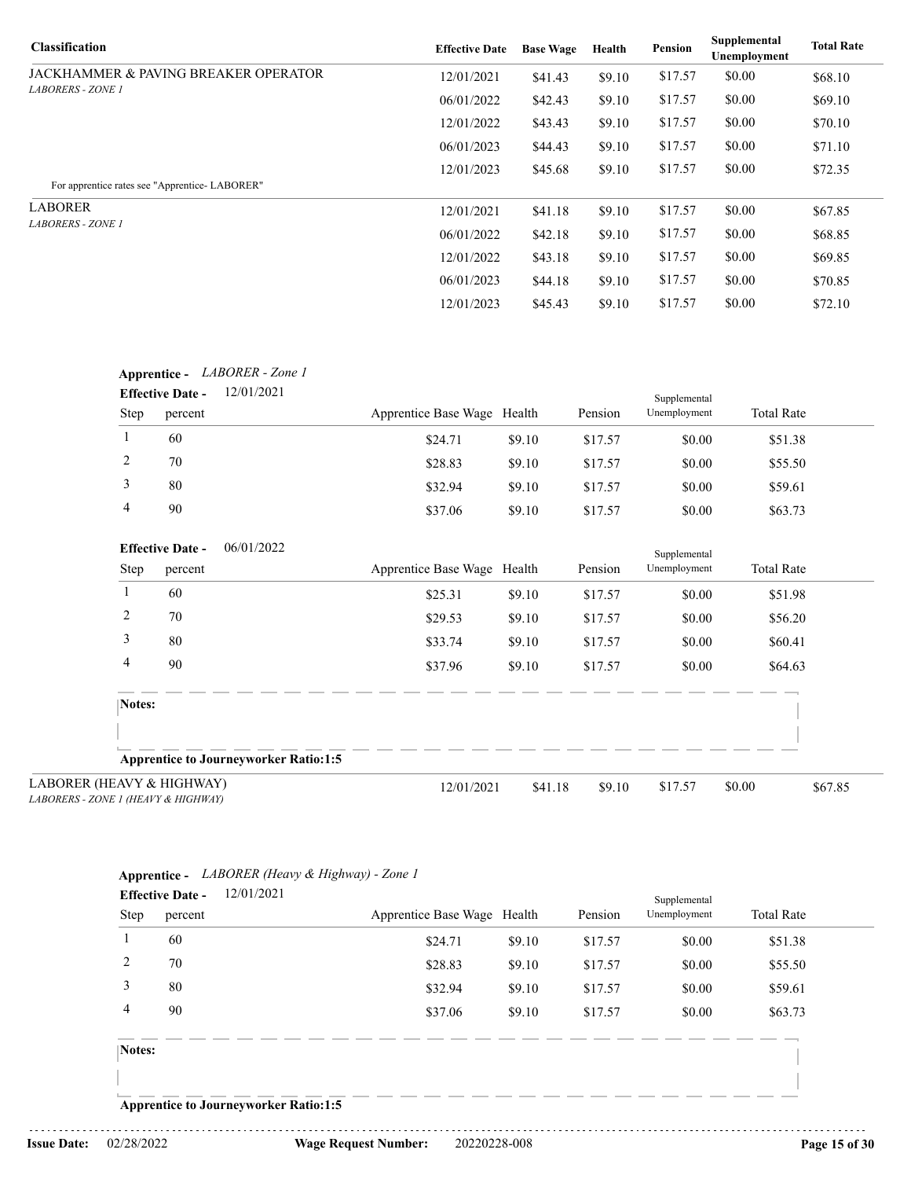| Classification | Effective Date | Base Wage | Health | Pension | Supplemental Unemployment | Total Rate |
|---|---|---|---|---|---|---|
| JACKHAMMER & PAVING BREAKER OPERATOR<br>*LABORERS - ZONE 1* | 12/01/2021 | $41.43 | $9.10 | $17.57 | $0.00 | $68.10 |
| | 06/01/2022 | $42.43 | $9.10 | $17.57 | $0.00 | $69.10 |
| | 12/01/2022 | $43.43 | $9.10 | $17.57 | $0.00 | $70.10 |
| | 06/01/2023 | $44.43 | $9.10 | $17.57 | $0.00 | $71.10 |
| | 12/01/2023 | $45.68 | $9.10 | $17.57 | $0.00 | $72.35 |

For apprentice rates see "Apprentice- LABORER"

| Classification | Effective Date | Base Wage | Health | Pension | Supplemental Unemployment | Total Rate |
|---|---|---|---|---|---|---|
| LABORER<br>*LABORERS - ZONE 1* | 12/01/2021 | $41.18 | $9.10 | $17.57 | $0.00 | $67.85 |
| | 06/01/2022 | $42.18 | $9.10 | $17.57 | $0.00 | $68.85 |
| | 12/01/2022 | $43.18 | $9.10 | $17.57 | $0.00 | $69.85 |
| | 06/01/2023 | $44.18 | $9.10 | $17.57 | $0.00 | $70.85 |
| | 12/01/2023 | $45.43 | $9.10 | $17.57 | $0.00 | $72.10 |

**Apprentice -** *LABORER - Zone 1*

**Effective Date -** 12/01/2021

| Step | percent | Apprentice Base Wage | Health | Pension | Supplemental Unemployment | Total Rate |
|---|---|---|---|---|---|---|
| 1 | 60 | $24.71 | $9.10 | $17.57 | $0.00 | $51.38 |
| 2 | 70 | $28.83 | $9.10 | $17.57 | $0.00 | $55.50 |
| 3 | 80 | $32.94 | $9.10 | $17.57 | $0.00 | $59.61 |
| 4 | 90 | $37.06 | $9.10 | $17.57 | $0.00 | $63.73 |

**Effective Date -** 06/01/2022

| Step | percent | Apprentice Base Wage | Health | Pension | Supplemental Unemployment | Total Rate |
|---|---|---|---|---|---|---|
| 1 | 60 | $25.31 | $9.10 | $17.57 | $0.00 | $51.98 |
| 2 | 70 | $29.53 | $9.10 | $17.57 | $0.00 | $56.20 |
| 3 | 80 | $33.74 | $9.10 | $17.57 | $0.00 | $60.41 |
| 4 | 90 | $37.96 | $9.10 | $17.57 | $0.00 | $64.63 |

**Notes:**

**Apprentice to Journeyworker Ratio:1:5**

| Classification | Effective Date | Base Wage | Health | Pension | Supplemental Unemployment | Total Rate |
|---|---|---|---|---|---|---|
| LABORER (HEAVY & HIGHWAY)<br>*LABORERS - ZONE 1 (HEAVY & HIGHWAY)* | 12/01/2021 | $41.18 | $9.10 | $17.57 | $0.00 | $67.85 |

**Apprentice -** *LABORER (Heavy & Highway) - Zone 1*

**Effective Date -** 12/01/2021

| Step | percent | Apprentice Base Wage | Health | Pension | Supplemental Unemployment | Total Rate |
|---|---|---|---|---|---|---|
| 1 | 60 | $24.71 | $9.10 | $17.57 | $0.00 | $51.38 |
| 2 | 70 | $28.83 | $9.10 | $17.57 | $0.00 | $55.50 |
| 3 | 80 | $32.94 | $9.10 | $17.57 | $0.00 | $59.61 |
| 4 | 90 | $37.06 | $9.10 | $17.57 | $0.00 | $63.73 |

**Notes:**

**Apprentice to Journeyworker Ratio:1:5**

**Issue Date:** 02/28/2022 **Wage Request Number:** 20220228-008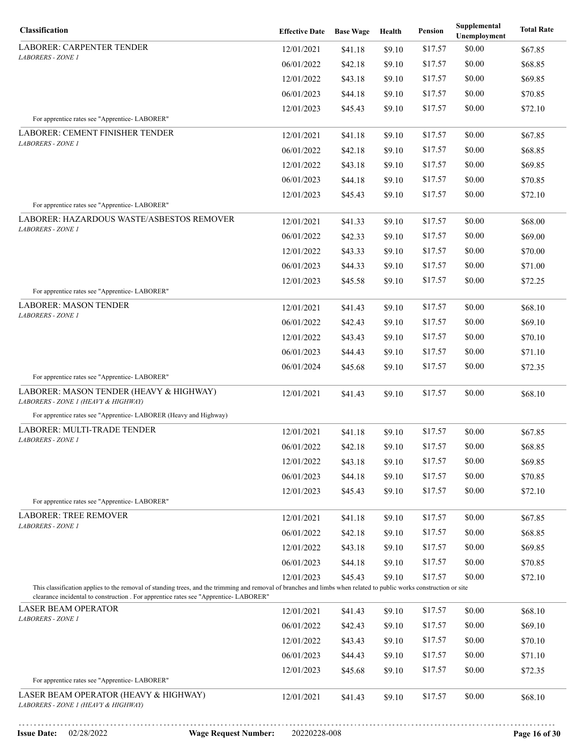| Classification | Effective Date | Base Wage | Health | Pension | Supplemental Unemployment | Total Rate |
|---|---|---|---|---|---|---|
| LABORER: CARPENTER TENDER<br>*LABORERS - ZONE 1* | 12/01/2021 | $41.18 | $9.10 | $17.57 | $0.00 | $67.85 |
| | 06/01/2022 | $42.18 | $9.10 | $17.57 | $0.00 | $68.85 |
| | 12/01/2022 | $43.18 | $9.10 | $17.57 | $0.00 | $69.85 |
| | 06/01/2023 | $44.18 | $9.10 | $17.57 | $0.00 | $70.85 |
| | 12/01/2023 | $45.43 | $9.10 | $17.57 | $0.00 | $72.10 |
| For apprentice rates see "Apprentice- LABORER" | | | | | | |
| LABORER: CEMENT FINISHER TENDER<br>*LABORERS - ZONE 1* | 12/01/2021 | $41.18 | $9.10 | $17.57 | $0.00 | $67.85 |
| | 06/01/2022 | $42.18 | $9.10 | $17.57 | $0.00 | $68.85 |
| | 12/01/2022 | $43.18 | $9.10 | $17.57 | $0.00 | $69.85 |
| | 06/01/2023 | $44.18 | $9.10 | $17.57 | $0.00 | $70.85 |
| | 12/01/2023 | $45.43 | $9.10 | $17.57 | $0.00 | $72.10 |
| For apprentice rates see "Apprentice- LABORER" | | | | | | |
| LABORER: HAZARDOUS WASTE/ASBESTOS REMOVER<br>*LABORERS - ZONE 1* | 12/01/2021 | $41.33 | $9.10 | $17.57 | $0.00 | $68.00 |
| | 06/01/2022 | $42.33 | $9.10 | $17.57 | $0.00 | $69.00 |
| | 12/01/2022 | $43.33 | $9.10 | $17.57 | $0.00 | $70.00 |
| | 06/01/2023 | $44.33 | $9.10 | $17.57 | $0.00 | $71.00 |
| | 12/01/2023 | $45.58 | $9.10 | $17.57 | $0.00 | $72.25 |
| For apprentice rates see "Apprentice- LABORER" | | | | | | |
| LABORER: MASON TENDER<br>*LABORERS - ZONE 1* | 12/01/2021 | $41.43 | $9.10 | $17.57 | $0.00 | $68.10 |
| | 06/01/2022 | $42.43 | $9.10 | $17.57 | $0.00 | $69.10 |
| | 12/01/2022 | $43.43 | $9.10 | $17.57 | $0.00 | $70.10 |
| | 06/01/2023 | $44.43 | $9.10 | $17.57 | $0.00 | $71.10 |
| | 06/01/2024 | $45.68 | $9.10 | $17.57 | $0.00 | $72.35 |
| For apprentice rates see "Apprentice- LABORER" | | | | | | |
| LABORER: MASON TENDER (HEAVY & HIGHWAY)<br>*LABORERS - ZONE 1 (HEAVY & HIGHWAY)* | 12/01/2021 | $41.43 | $9.10 | $17.57 | $0.00 | $68.10 |
| For apprentice rates see "Apprentice- LABORER (Heavy and Highway) | | | | | | |
| LABORER: MULTI-TRADE TENDER<br>*LABORERS - ZONE 1* | 12/01/2021 | $41.18 | $9.10 | $17.57 | $0.00 | $67.85 |
| | 06/01/2022 | $42.18 | $9.10 | $17.57 | $0.00 | $68.85 |
| | 12/01/2022 | $43.18 | $9.10 | $17.57 | $0.00 | $69.85 |
| | 06/01/2023 | $44.18 | $9.10 | $17.57 | $0.00 | $70.85 |
| | 12/01/2023 | $45.43 | $9.10 | $17.57 | $0.00 | $72.10 |
| For apprentice rates see "Apprentice- LABORER" | | | | | | |
| LABORER: TREE REMOVER<br>*LABORERS - ZONE 1* | 12/01/2021 | $41.18 | $9.10 | $17.57 | $0.00 | $67.85 |
| | 06/01/2022 | $42.18 | $9.10 | $17.57 | $0.00 | $68.85 |
| | 12/01/2022 | $43.18 | $9.10 | $17.57 | $0.00 | $69.85 |
| | 06/01/2023 | $44.18 | $9.10 | $17.57 | $0.00 | $70.85 |
| | 12/01/2023 | $45.43 | $9.10 | $17.57 | $0.00 | $72.10 |
| This classification applies to the removal of standing trees, and the trimming and removal of branches and limbs when related to public works construction or site clearance incidental to construction . For apprentice rates see "Apprentice- LABORER" | | | | | | |
| LASER BEAM OPERATOR<br>*LABORERS - ZONE 1* | 12/01/2021 | $41.43 | $9.10 | $17.57 | $0.00 | $68.10 |
| | 06/01/2022 | $42.43 | $9.10 | $17.57 | $0.00 | $69.10 |
| | 12/01/2022 | $43.43 | $9.10 | $17.57 | $0.00 | $70.10 |
| | 06/01/2023 | $44.43 | $9.10 | $17.57 | $0.00 | $71.10 |
| | 12/01/2023 | $45.68 | $9.10 | $17.57 | $0.00 | $72.35 |
| For apprentice rates see "Apprentice- LABORER" | | | | | | |
| LASER BEAM OPERATOR (HEAVY & HIGHWAY)<br>*LABORERS - ZONE 1 (HEAVY & HIGHWAY)* | 12/01/2021 | $41.43 | $9.10 | $17.57 | $0.00 | $68.10 |

**Issue Date:** 02/28/2022 **Wage Request Number:** 20220228-008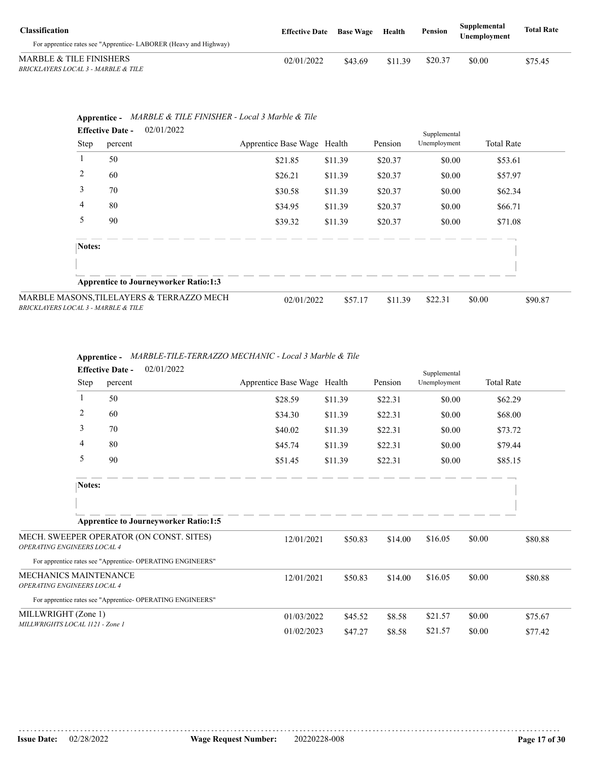| Classification | Effective Date | Base Wage | Health | Pension | Supplemental Unemployment | Total Rate |
|---|---|---|---|---|---|---|
| For apprentice rates see "Apprentice- LABORER (Heavy and Highway) | | | | | | |
| MARBLE & TILE FINISHERS<br>*BRICKLAYERS LOCAL 3 - MARBLE & TILE* | 02/01/2022 | $43.69 | $11.39 | $20.37 | $0.00 | $75.45 |

**Apprentice -** *MARBLE & TILE FINISHER - Local 3 Marble & Tile*

**Effective Date -** 02/01/2022

| Step | percent | Apprentice Base Wage | Health | Pension | Supplemental Unemployment | Total Rate |
|---|---|---|---|---|---|---|
| 1 | 50 | $21.85 | $11.39 | $20.37 | $0.00 | $53.61 |
| 2 | 60 | $26.21 | $11.39 | $20.37 | $0.00 | $57.97 |
| 3 | 70 | $30.58 | $11.39 | $20.37 | $0.00 | $62.34 |
| 4 | 80 | $34.95 | $11.39 | $20.37 | $0.00 | $66.71 |
| 5 | 90 | $39.32 | $11.39 | $20.37 | $0.00 | $71.08 |

**Notes:**

**Apprentice to Journeyworker Ratio:1:3**

| Classification | Effective Date | Base Wage | Health | Pension | Supplemental Unemployment | Total Rate |
|---|---|---|---|---|---|---|
| MARBLE MASONS,TILELAYERS & TERRAZZO MECH<br>*BRICKLAYERS LOCAL 3 - MARBLE & TILE* | 02/01/2022 | $57.17 | $11.39 | $22.31 | $0.00 | $90.87 |

**Apprentice -** *MARBLE-TILE-TERRAZZO MECHANIC - Local 3 Marble & Tile*

**Effective Date -** 02/01/2022

| Step | percent | Apprentice Base Wage | Health | Pension | Supplemental Unemployment | Total Rate |
|---|---|---|---|---|---|---|
| 1 | 50 | $28.59 | $11.39 | $22.31 | $0.00 | $62.29 |
| 2 | 60 | $34.30 | $11.39 | $22.31 | $0.00 | $68.00 |
| 3 | 70 | $40.02 | $11.39 | $22.31 | $0.00 | $73.72 |
| 4 | 80 | $45.74 | $11.39 | $22.31 | $0.00 | $79.44 |
| 5 | 90 | $51.45 | $11.39 | $22.31 | $0.00 | $85.15 |

**Notes:**

**Apprentice to Journeyworker Ratio:1:5**

| Classification | Effective Date | Base Wage | Health | Pension | Supplemental Unemployment | Total Rate |
|---|---|---|---|---|---|---|
| MECH. SWEEPER OPERATOR (ON CONST. SITES)<br>*OPERATING ENGINEERS LOCAL 4* | 12/01/2021 | $50.83 | $14.00 | $16.05 | $0.00 | $80.88 |
| For apprentice rates see "Apprentice- OPERATING ENGINEERS" | | | | | | |
| MECHANICS MAINTENANCE<br>*OPERATING ENGINEERS LOCAL 4* | 12/01/2021 | $50.83 | $14.00 | $16.05 | $0.00 | $80.88 |
| For apprentice rates see "Apprentice- OPERATING ENGINEERS" | | | | | | |
| MILLWRIGHT (Zone 1)<br>*MILLWRIGHTS LOCAL 1121 - Zone 1* | 01/03/2022 | $45.52 | $8.58 | $21.57 | $0.00 | $75.67 |
| | 01/02/2023 | $47.27 | $8.58 | $21.57 | $0.00 | $77.42 |

**Issue Date:** 02/28/2022 **Wage Request Number:** 20220228-008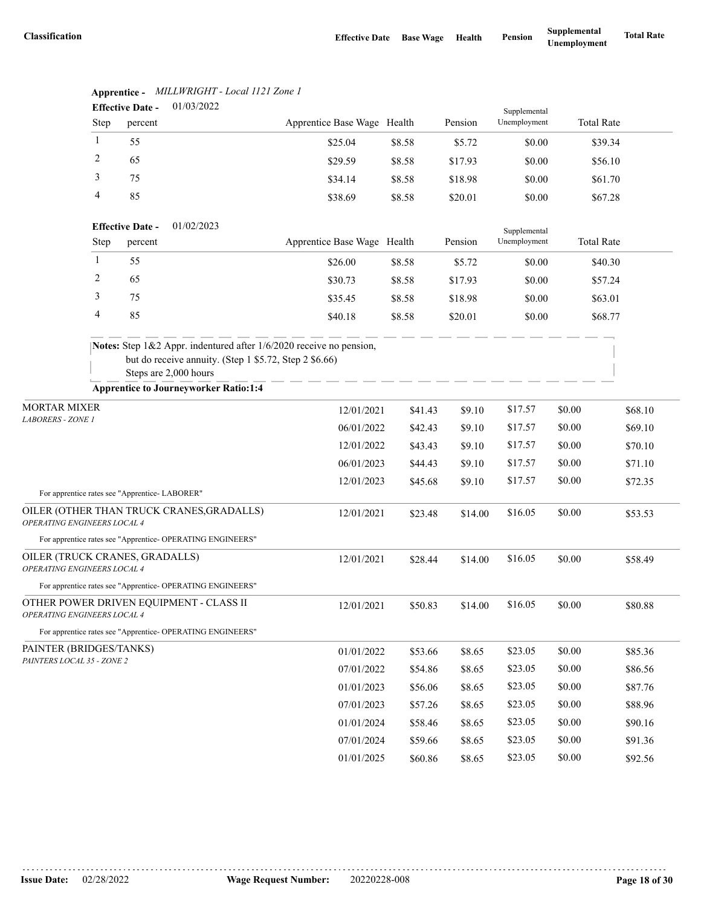| Classification | Effective Date | Base Wage | Health | Pension | Supplemental Unemployment | Total Rate |
|---|---|---|---|---|---|---|

**Apprentice -** *MILLWRIGHT - Local 1121 Zone 1*

**Effective Date -** 01/03/2022

| Step | percent | Apprentice Base Wage | Health | Pension | Supplemental Unemployment | Total Rate |
|---|---|---|---|---|---|---|
| 1 | 55 | $25.04 | $8.58 | $5.72 | $0.00 | $39.34 |
| 2 | 65 | $29.59 | $8.58 | $17.93 | $0.00 | $56.10 |
| 3 | 75 | $34.14 | $8.58 | $18.98 | $0.00 | $61.70 |
| 4 | 85 | $38.69 | $8.58 | $20.01 | $0.00 | $67.28 |

**Effective Date -** 01/02/2023

| Step | percent | Apprentice Base Wage | Health | Pension | Supplemental Unemployment | Total Rate |
|---|---|---|---|---|---|---|
| 1 | 55 | $26.00 | $8.58 | $5.72 | $0.00 | $40.30 |
| 2 | 65 | $30.73 | $8.58 | $17.93 | $0.00 | $57.24 |
| 3 | 75 | $35.45 | $8.58 | $18.98 | $0.00 | $63.01 |
| 4 | 85 | $40.18 | $8.58 | $20.01 | $0.00 | $68.77 |

**Notes:** Step 1&2 Appr. indentured after 1/6/2020 receive no pension,
but do receive annuity. (Step 1 $5.72, Step 2 $6.66)
Steps are 2,000 hours

**Apprentice to Journeyworker Ratio:1:4**

| Classification | Effective Date | Base Wage | Health | Pension | Supplemental Unemployment | Total Rate |
|---|---|---|---|---|---|---|
| MORTAR MIXER<br>*LABORERS - ZONE 1* | 12/01/2021 | $41.43 | $9.10 | $17.57 | $0.00 | $68.10 |
| | 06/01/2022 | $42.43 | $9.10 | $17.57 | $0.00 | $69.10 |
| | 12/01/2022 | $43.43 | $9.10 | $17.57 | $0.00 | $70.10 |
| | 06/01/2023 | $44.43 | $9.10 | $17.57 | $0.00 | $71.10 |
| | 12/01/2023 | $45.68 | $9.10 | $17.57 | $0.00 | $72.35 |
| For apprentice rates see "Apprentice- LABORER" | | | | | | |
| OILER (OTHER THAN TRUCK CRANES,GRADALLS)<br>*OPERATING ENGINEERS LOCAL 4* | 12/01/2021 | $23.48 | $14.00 | $16.05 | $0.00 | $53.53 |
| For apprentice rates see "Apprentice- OPERATING ENGINEERS" | | | | | | |
| OILER (TRUCK CRANES, GRADALLS)<br>*OPERATING ENGINEERS LOCAL 4* | 12/01/2021 | $28.44 | $14.00 | $16.05 | $0.00 | $58.49 |
| For apprentice rates see "Apprentice- OPERATING ENGINEERS" | | | | | | |
| OTHER POWER DRIVEN EQUIPMENT - CLASS II<br>*OPERATING ENGINEERS LOCAL 4* | 12/01/2021 | $50.83 | $14.00 | $16.05 | $0.00 | $80.88 |
| For apprentice rates see "Apprentice- OPERATING ENGINEERS" | | | | | | |
| PAINTER (BRIDGES/TANKS)<br>*PAINTERS LOCAL 35 - ZONE 2* | 01/01/2022 | $53.66 | $8.65 | $23.05 | $0.00 | $85.36 |
| | 07/01/2022 | $54.86 | $8.65 | $23.05 | $0.00 | $86.56 |
| | 01/01/2023 | $56.06 | $8.65 | $23.05 | $0.00 | $87.76 |
| | 07/01/2023 | $57.26 | $8.65 | $23.05 | $0.00 | $88.96 |
| | 01/01/2024 | $58.46 | $8.65 | $23.05 | $0.00 | $90.16 |
| | 07/01/2024 | $59.66 | $8.65 | $23.05 | $0.00 | $91.36 |
| | 01/01/2025 | $60.86 | $8.65 | $23.05 | $0.00 | $92.56 |

**Issue Date:** 02/28/2022 **Wage Request Number:** 20220228-008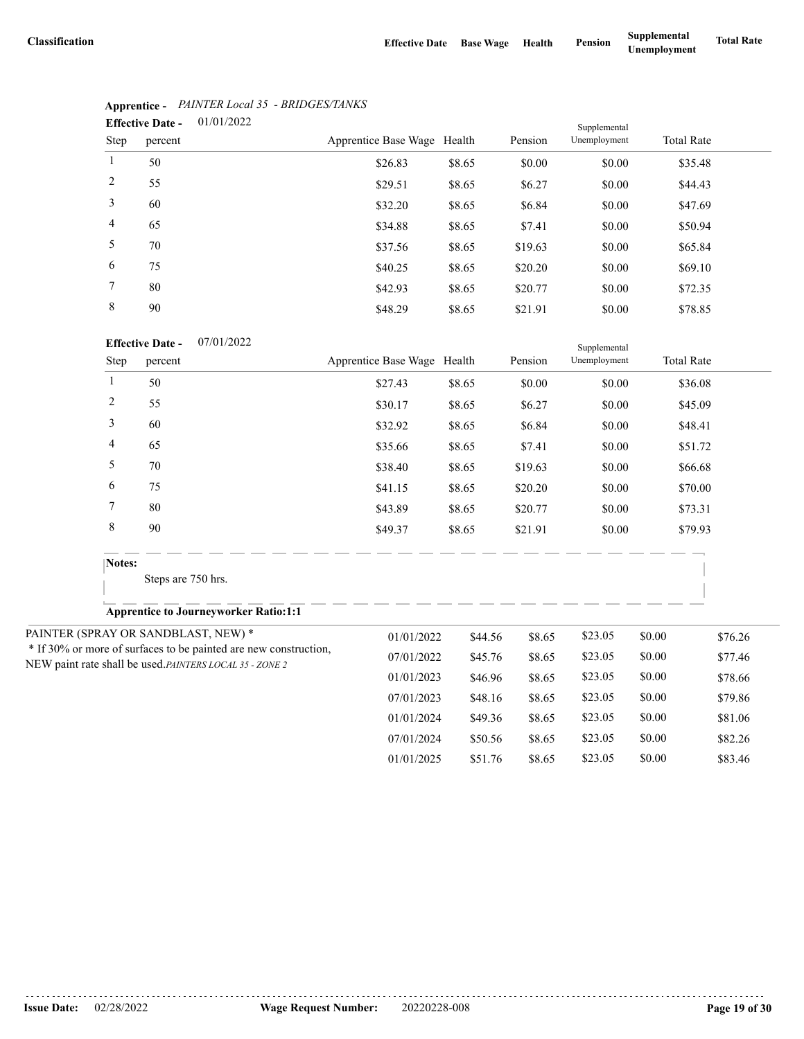| Classification | Effective Date | Base Wage | Health | Pension | Supplemental Unemployment | Total Rate |
|---|---|---|---|---|---|---|

**Apprentice -** *PAINTER Local 35 - BRIDGES/TANKS*

**Effective Date -** 01/01/2022

| Step | percent | Apprentice Base Wage | Health | Pension | Supplemental Unemployment | Total Rate |
|---|---|---|---|---|---|---|
| 1 | 50 | $26.83 | $8.65 | $0.00 | $0.00 | $35.48 |
| 2 | 55 | $29.51 | $8.65 | $6.27 | $0.00 | $44.43 |
| 3 | 60 | $32.20 | $8.65 | $6.84 | $0.00 | $47.69 |
| 4 | 65 | $34.88 | $8.65 | $7.41 | $0.00 | $50.94 |
| 5 | 70 | $37.56 | $8.65 | $19.63 | $0.00 | $65.84 |
| 6 | 75 | $40.25 | $8.65 | $20.20 | $0.00 | $69.10 |
| 7 | 80 | $42.93 | $8.65 | $20.77 | $0.00 | $72.35 |
| 8 | 90 | $48.29 | $8.65 | $21.91 | $0.00 | $78.85 |

**Effective Date -** 07/01/2022

| Step | percent | Apprentice Base Wage | Health | Pension | Supplemental Unemployment | Total Rate |
|---|---|---|---|---|---|---|
| 1 | 50 | $27.43 | $8.65 | $0.00 | $0.00 | $36.08 |
| 2 | 55 | $30.17 | $8.65 | $6.27 | $0.00 | $45.09 |
| 3 | 60 | $32.92 | $8.65 | $6.84 | $0.00 | $48.41 |
| 4 | 65 | $35.66 | $8.65 | $7.41 | $0.00 | $51.72 |
| 5 | 70 | $38.40 | $8.65 | $19.63 | $0.00 | $66.68 |
| 6 | 75 | $41.15 | $8.65 | $20.20 | $0.00 | $70.00 |
| 7 | 80 | $43.89 | $8.65 | $20.77 | $0.00 | $73.31 |
| 8 | 90 | $49.37 | $8.65 | $21.91 | $0.00 | $79.93 |

**Notes:**

Steps are 750 hrs.

**Apprentice to Journeyworker Ratio:1:1**

| Classification | Effective Date | Base Wage | Health | Pension | Supplemental Unemployment | Total Rate |
|---|---|---|---|---|---|---|
| PAINTER (SPRAY OR SANDBLAST, NEW) * <br> * If 30% or more of surfaces to be painted are new construction, NEW paint rate shall be used. *PAINTERS LOCAL 35 - ZONE 2* | 01/01/2022 | $44.56 | $8.65 | $23.05 | $0.00 | $76.26 |
| | 07/01/2022 | $45.76 | $8.65 | $23.05 | $0.00 | $77.46 |
| | 01/01/2023 | $46.96 | $8.65 | $23.05 | $0.00 | $78.66 |
| | 07/01/2023 | $48.16 | $8.65 | $23.05 | $0.00 | $79.86 |
| | 01/01/2024 | $49.36 | $8.65 | $23.05 | $0.00 | $81.06 |
| | 07/01/2024 | $50.56 | $8.65 | $23.05 | $0.00 | $82.26 |
| | 01/01/2025 | $51.76 | $8.65 | $23.05 | $0.00 | $83.46 |

**Issue Date:** 02/28/2022 **Wage Request Number:** 20220228-008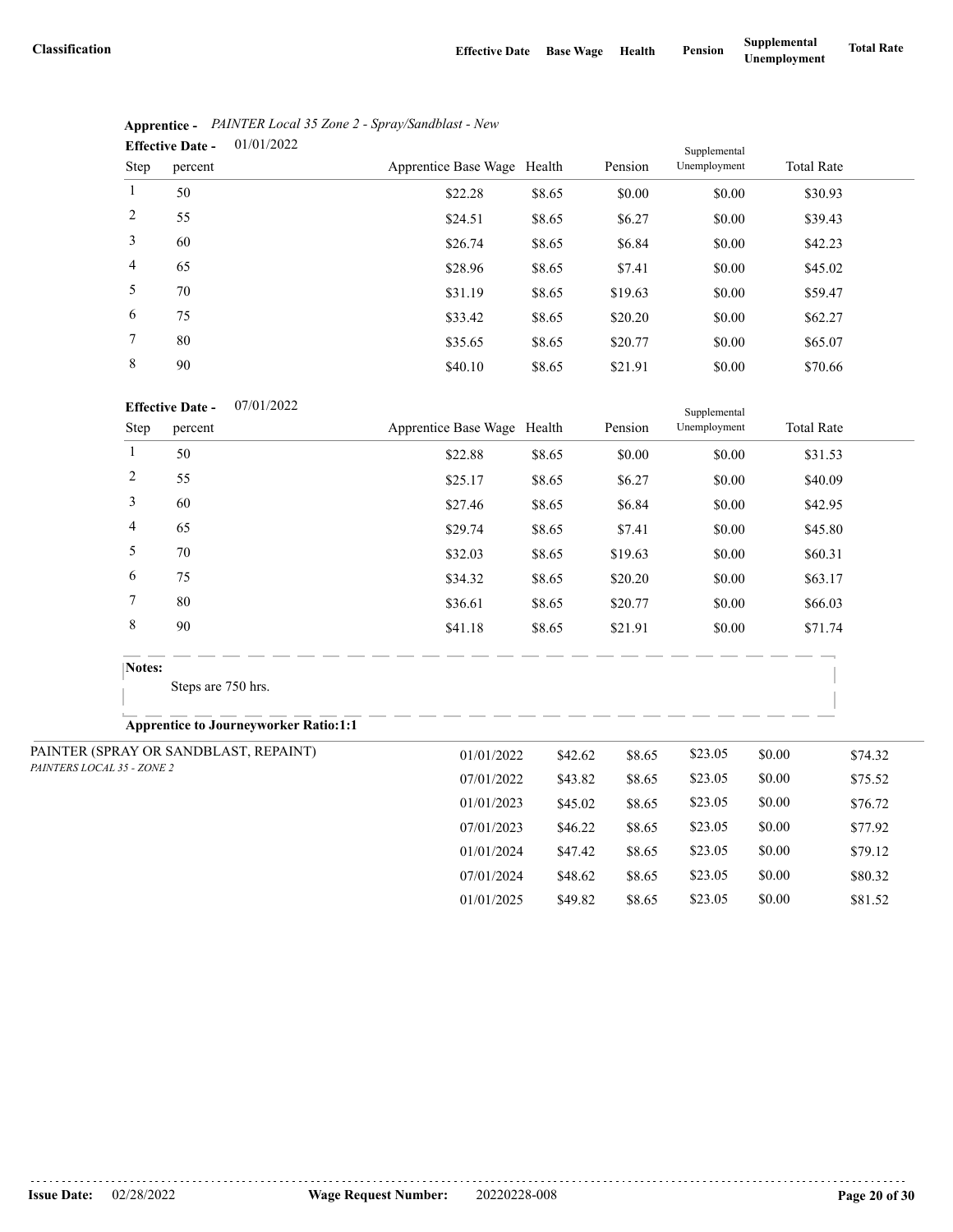| Classification | Effective Date | Base Wage | Health | Pension | Supplemental Unemployment | Total Rate |
|---|---|---|---|---|---|---|

**Apprentice -** *PAINTER Local 35 Zone 2 - Spray/Sandblast - New*

**Effective Date -** 01/01/2022

| Step | percent | Apprentice Base Wage | Health | Pension | Supplemental Unemployment | Total Rate |
|---|---|---|---|---|---|---|
| 1 | 50 | $22.28 | $8.65 | $0.00 | $0.00 | $30.93 |
| 2 | 55 | $24.51 | $8.65 | $6.27 | $0.00 | $39.43 |
| 3 | 60 | $26.74 | $8.65 | $6.84 | $0.00 | $42.23 |
| 4 | 65 | $28.96 | $8.65 | $7.41 | $0.00 | $45.02 |
| 5 | 70 | $31.19 | $8.65 | $19.63 | $0.00 | $59.47 |
| 6 | 75 | $33.42 | $8.65 | $20.20 | $0.00 | $62.27 |
| 7 | 80 | $35.65 | $8.65 | $20.77 | $0.00 | $65.07 |
| 8 | 90 | $40.10 | $8.65 | $21.91 | $0.00 | $70.66 |

**Effective Date -** 07/01/2022

| Step | percent | Apprentice Base Wage | Health | Pension | Supplemental Unemployment | Total Rate |
|---|---|---|---|---|---|---|
| 1 | 50 | $22.88 | $8.65 | $0.00 | $0.00 | $31.53 |
| 2 | 55 | $25.17 | $8.65 | $6.27 | $0.00 | $40.09 |
| 3 | 60 | $27.46 | $8.65 | $6.84 | $0.00 | $42.95 |
| 4 | 65 | $29.74 | $8.65 | $7.41 | $0.00 | $45.80 |
| 5 | 70 | $32.03 | $8.65 | $19.63 | $0.00 | $60.31 |
| 6 | 75 | $34.32 | $8.65 | $20.20 | $0.00 | $63.17 |
| 7 | 80 | $36.61 | $8.65 | $20.77 | $0.00 | $66.03 |
| 8 | 90 | $41.18 | $8.65 | $21.91 | $0.00 | $71.74 |

**Notes:**

Steps are 750 hrs.

**Apprentice to Journeyworker Ratio:1:1**

| Classification | Effective Date | Base Wage | Health | Pension | Supplemental Unemployment | Total Rate |
|---|---|---|---|---|---|---|
| PAINTER (SPRAY OR SANDBLAST, REPAINT) *PAINTERS LOCAL 35 - ZONE 2* | 01/01/2022 | $42.62 | $8.65 | $23.05 | $0.00 | $74.32 |
| | 07/01/2022 | $43.82 | $8.65 | $23.05 | $0.00 | $75.52 |
| | 01/01/2023 | $45.02 | $8.65 | $23.05 | $0.00 | $76.72 |
| | 07/01/2023 | $46.22 | $8.65 | $23.05 | $0.00 | $77.92 |
| | 01/01/2024 | $47.42 | $8.65 | $23.05 | $0.00 | $79.12 |
| | 07/01/2024 | $48.62 | $8.65 | $23.05 | $0.00 | $80.32 |
| | 01/01/2025 | $49.82 | $8.65 | $23.05 | $0.00 | $81.52 |

**Issue Date:** 02/28/2022 **Wage Request Number:** 20220228-008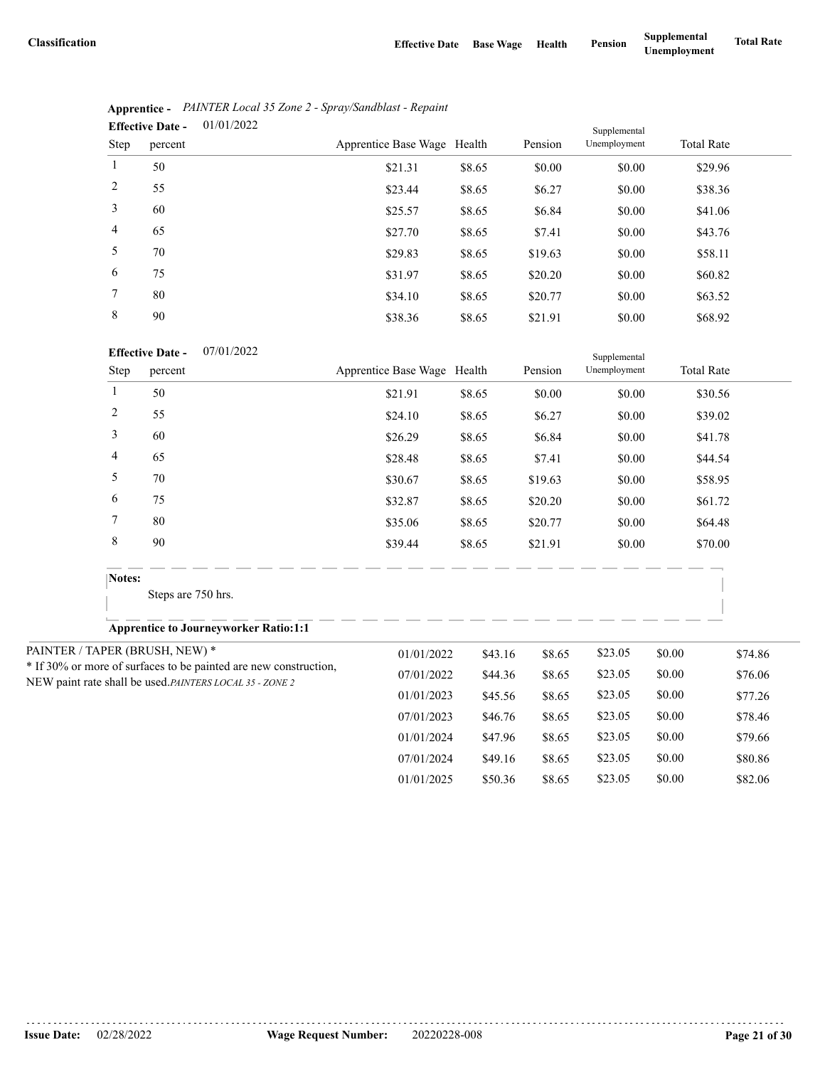| Classification | Effective Date | Base Wage | Health | Pension | Supplemental Unemployment | Total Rate |
|---|---|---|---|---|---|---|

**Apprentice -** *PAINTER Local 35 Zone 2 - Spray/Sandblast - Repaint*

**Effective Date -** 01/01/2022

| Step | percent | Apprentice Base Wage | Health | Pension | Supplemental Unemployment | Total Rate |
|---|---|---|---|---|---|---|
| 1 | 50 | $21.31 | $8.65 | $0.00 | $0.00 | $29.96 |
| 2 | 55 | $23.44 | $8.65 | $6.27 | $0.00 | $38.36 |
| 3 | 60 | $25.57 | $8.65 | $6.84 | $0.00 | $41.06 |
| 4 | 65 | $27.70 | $8.65 | $7.41 | $0.00 | $43.76 |
| 5 | 70 | $29.83 | $8.65 | $19.63 | $0.00 | $58.11 |
| 6 | 75 | $31.97 | $8.65 | $20.20 | $0.00 | $60.82 |
| 7 | 80 | $34.10 | $8.65 | $20.77 | $0.00 | $63.52 |
| 8 | 90 | $38.36 | $8.65 | $21.91 | $0.00 | $68.92 |

**Effective Date -** 07/01/2022

| Step | percent | Apprentice Base Wage | Health | Pension | Supplemental Unemployment | Total Rate |
|---|---|---|---|---|---|---|
| 1 | 50 | $21.91 | $8.65 | $0.00 | $0.00 | $30.56 |
| 2 | 55 | $24.10 | $8.65 | $6.27 | $0.00 | $39.02 |
| 3 | 60 | $26.29 | $8.65 | $6.84 | $0.00 | $41.78 |
| 4 | 65 | $28.48 | $8.65 | $7.41 | $0.00 | $44.54 |
| 5 | 70 | $30.67 | $8.65 | $19.63 | $0.00 | $58.95 |
| 6 | 75 | $32.87 | $8.65 | $20.20 | $0.00 | $61.72 |
| 7 | 80 | $35.06 | $8.65 | $20.77 | $0.00 | $64.48 |
| 8 | 90 | $39.44 | $8.65 | $21.91 | $0.00 | $70.00 |

**Notes:**

Steps are 750 hrs.

**Apprentice to Journeyworker Ratio:1:1**

| Classification | Effective Date | Base Wage | Health | Pension | Supplemental Unemployment | Total Rate |
|---|---|---|---|---|---|---|
| PAINTER / TAPER (BRUSH, NEW) * <br> * If 30% or more of surfaces to be painted are new construction, NEW paint rate shall be used. *PAINTERS LOCAL 35 - ZONE 2* | 01/01/2022 | $43.16 | $8.65 | $23.05 | $0.00 | $74.86 |
| | 07/01/2022 | $44.36 | $8.65 | $23.05 | $0.00 | $76.06 |
| | 01/01/2023 | $45.56 | $8.65 | $23.05 | $0.00 | $77.26 |
| | 07/01/2023 | $46.76 | $8.65 | $23.05 | $0.00 | $78.46 |
| | 01/01/2024 | $47.96 | $8.65 | $23.05 | $0.00 | $79.66 |
| | 07/01/2024 | $49.16 | $8.65 | $23.05 | $0.00 | $80.86 |
| | 01/01/2025 | $50.36 | $8.65 | $23.05 | $0.00 | $82.06 |

**Issue Date:** 02/28/2022 **Wage Request Number:** 20220228-008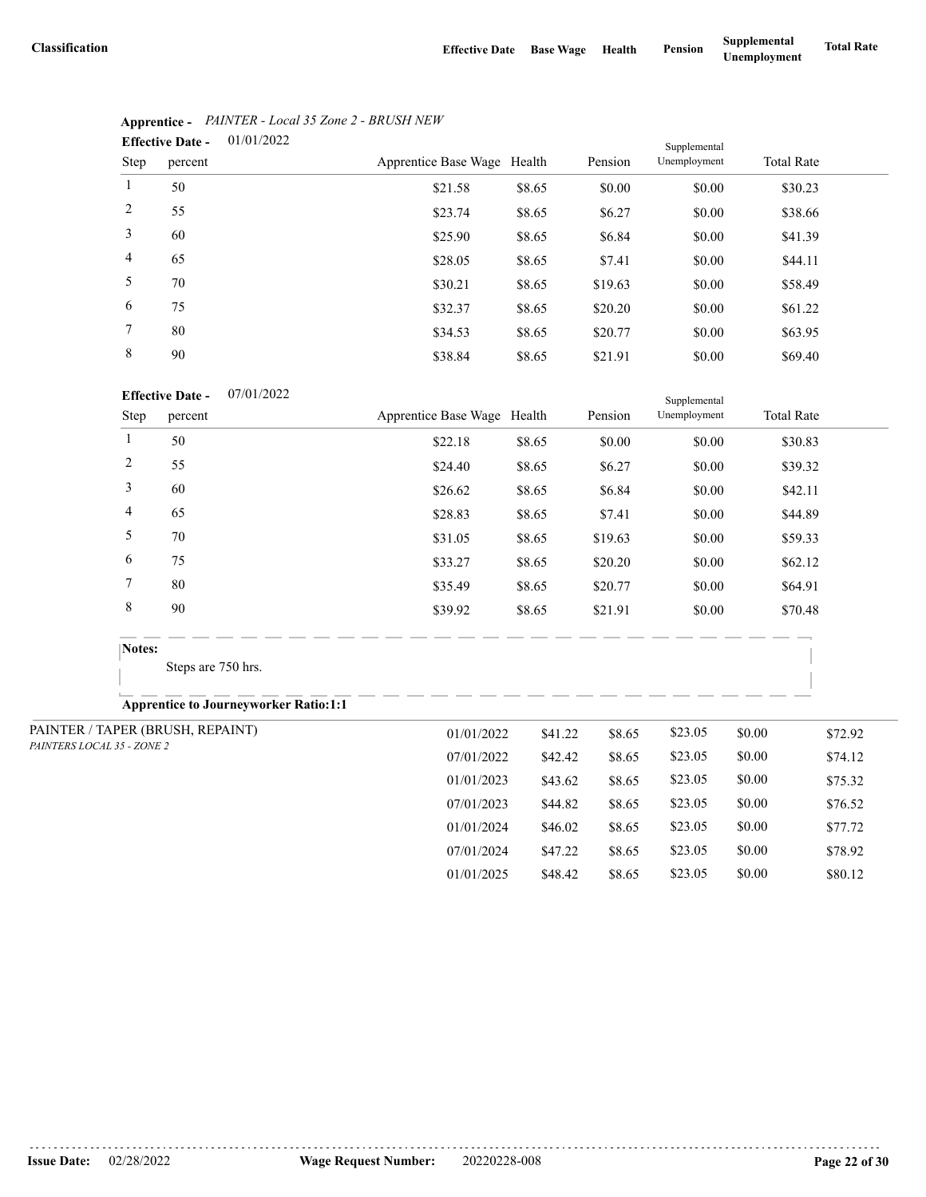| Classification | Effective Date | Base Wage | Health | Pension | Supplemental Unemployment | Total Rate |
|---|---|---|---|---|---|---|

**Apprentice -** *PAINTER - Local 35 Zone 2 - BRUSH NEW*

**Effective Date -** 01/01/2022

| Step | percent | Apprentice Base Wage | Health | Pension | Supplemental Unemployment | Total Rate |
|---|---|---|---|---|---|---|
| 1 | 50 | $21.58 | $8.65 | $0.00 | $0.00 | $30.23 |
| 2 | 55 | $23.74 | $8.65 | $6.27 | $0.00 | $38.66 |
| 3 | 60 | $25.90 | $8.65 | $6.84 | $0.00 | $41.39 |
| 4 | 65 | $28.05 | $8.65 | $7.41 | $0.00 | $44.11 |
| 5 | 70 | $30.21 | $8.65 | $19.63 | $0.00 | $58.49 |
| 6 | 75 | $32.37 | $8.65 | $20.20 | $0.00 | $61.22 |
| 7 | 80 | $34.53 | $8.65 | $20.77 | $0.00 | $63.95 |
| 8 | 90 | $38.84 | $8.65 | $21.91 | $0.00 | $69.40 |

**Effective Date -** 07/01/2022

| Step | percent | Apprentice Base Wage | Health | Pension | Supplemental Unemployment | Total Rate |
|---|---|---|---|---|---|---|
| 1 | 50 | $22.18 | $8.65 | $0.00 | $0.00 | $30.83 |
| 2 | 55 | $24.40 | $8.65 | $6.27 | $0.00 | $39.32 |
| 3 | 60 | $26.62 | $8.65 | $6.84 | $0.00 | $42.11 |
| 4 | 65 | $28.83 | $8.65 | $7.41 | $0.00 | $44.89 |
| 5 | 70 | $31.05 | $8.65 | $19.63 | $0.00 | $59.33 |
| 6 | 75 | $33.27 | $8.65 | $20.20 | $0.00 | $62.12 |
| 7 | 80 | $35.49 | $8.65 | $20.77 | $0.00 | $64.91 |
| 8 | 90 | $39.92 | $8.65 | $21.91 | $0.00 | $70.48 |

**Notes:**

Steps are 750 hrs.

**Apprentice to Journeyworker Ratio:1:1**

| Classification | Effective Date | Base Wage | Health | Pension | Supplemental Unemployment | Total Rate |
|---|---|---|---|---|---|---|
| PAINTER / TAPER (BRUSH, REPAINT) *PAINTERS LOCAL 35 - ZONE 2* | 01/01/2022 | $41.22 | $8.65 | $23.05 | $0.00 | $72.92 |
| | 07/01/2022 | $42.42 | $8.65 | $23.05 | $0.00 | $74.12 |
| | 01/01/2023 | $43.62 | $8.65 | $23.05 | $0.00 | $75.32 |
| | 07/01/2023 | $44.82 | $8.65 | $23.05 | $0.00 | $76.52 |
| | 01/01/2024 | $46.02 | $8.65 | $23.05 | $0.00 | $77.72 |
| | 07/01/2024 | $47.22 | $8.65 | $23.05 | $0.00 | $78.92 |
| | 01/01/2025 | $48.42 | $8.65 | $23.05 | $0.00 | $80.12 |

**Issue Date:** 02/28/2022 **Wage Request Number:** 20220228-008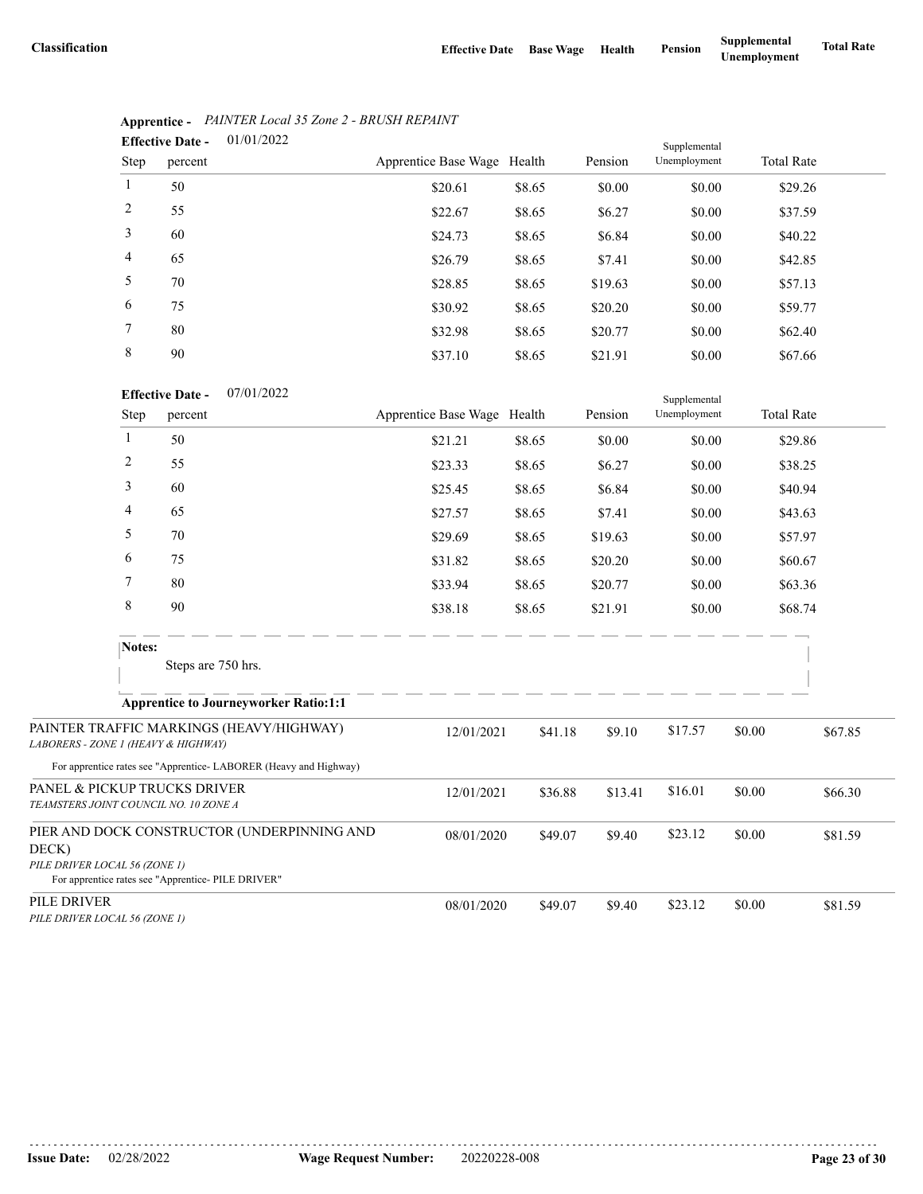| Classification | Effective Date | Base Wage | Health | Pension | Supplemental Unemployment | Total Rate |
|---|---|---|---|---|---|---|

**Apprentice -** *PAINTER Local 35 Zone 2 - BRUSH REPAINT*

**Effective Date -** 01/01/2022

| Step | percent | Apprentice Base Wage | Health | Pension | Supplemental Unemployment | Total Rate |
|---|---|---|---|---|---|---|
| 1 | 50 | $20.61 | $8.65 | $0.00 | $0.00 | $29.26 |
| 2 | 55 | $22.67 | $8.65 | $6.27 | $0.00 | $37.59 |
| 3 | 60 | $24.73 | $8.65 | $6.84 | $0.00 | $40.22 |
| 4 | 65 | $26.79 | $8.65 | $7.41 | $0.00 | $42.85 |
| 5 | 70 | $28.85 | $8.65 | $19.63 | $0.00 | $57.13 |
| 6 | 75 | $30.92 | $8.65 | $20.20 | $0.00 | $59.77 |
| 7 | 80 | $32.98 | $8.65 | $20.77 | $0.00 | $62.40 |
| 8 | 90 | $37.10 | $8.65 | $21.91 | $0.00 | $67.66 |

**Effective Date -** 07/01/2022

| Step | percent | Apprentice Base Wage | Health | Pension | Supplemental Unemployment | Total Rate |
|---|---|---|---|---|---|---|
| 1 | 50 | $21.21 | $8.65 | $0.00 | $0.00 | $29.86 |
| 2 | 55 | $23.33 | $8.65 | $6.27 | $0.00 | $38.25 |
| 3 | 60 | $25.45 | $8.65 | $6.84 | $0.00 | $40.94 |
| 4 | 65 | $27.57 | $8.65 | $7.41 | $0.00 | $43.63 |
| 5 | 70 | $29.69 | $8.65 | $19.63 | $0.00 | $57.97 |
| 6 | 75 | $31.82 | $8.65 | $20.20 | $0.00 | $60.67 |
| 7 | 80 | $33.94 | $8.65 | $20.77 | $0.00 | $63.36 |
| 8 | 90 | $38.18 | $8.65 | $21.91 | $0.00 | $68.74 |

**Notes:**

Steps are 750 hrs.

**Apprentice to Journeyworker Ratio:1:1**

| Classification | Effective Date | Base Wage | Health | Pension | Supplemental Unemployment | Total Rate |
|---|---|---|---|---|---|---|
| PAINTER TRAFFIC MARKINGS (HEAVY/HIGHWAY) *LABORERS - ZONE 1 (HEAVY & HIGHWAY)* For apprentice rates see "Apprentice- LABORER (Heavy and Highway) | 12/01/2021 | $41.18 | $9.10 | $17.57 | $0.00 | $67.85 |
| PANEL & PICKUP TRUCKS DRIVER *TEAMSTERS JOINT COUNCIL NO. 10 ZONE A* | 12/01/2021 | $36.88 | $13.41 | $16.01 | $0.00 | $66.30 |
| PIER AND DOCK CONSTRUCTOR (UNDERPINNING AND DECK) *PILE DRIVER LOCAL 56 (ZONE 1)* For apprentice rates see "Apprentice- PILE DRIVER" | 08/01/2020 | $49.07 | $9.40 | $23.12 | $0.00 | $81.59 |
| PILE DRIVER *PILE DRIVER LOCAL 56 (ZONE 1)* | 08/01/2020 | $49.07 | $9.40 | $23.12 | $0.00 | $81.59 |

**Issue Date:** 02/28/2022 **Wage Request Number:** 20220228-008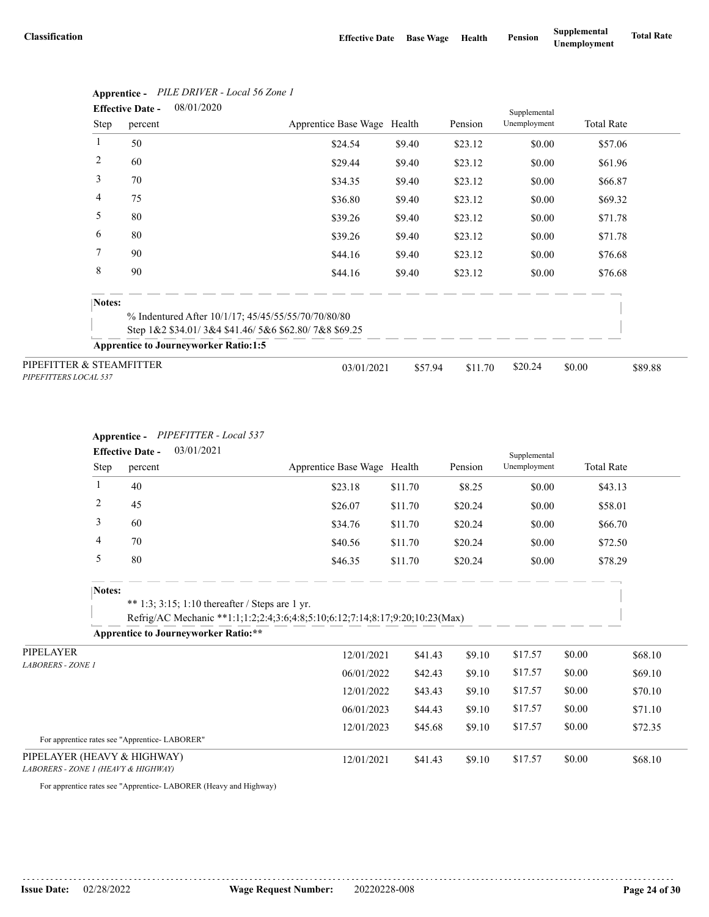| Classification | Effective Date | Base Wage | Health | Pension | Supplemental Unemployment | Total Rate |
|---|---|---|---|---|---|---|

**Apprentice -** *PILE DRIVER - Local 56 Zone 1*

**Effective Date -** 08/01/2020

| Step | percent | Apprentice Base Wage | Health | Pension | Supplemental Unemployment | Total Rate |
|---|---|---|---|---|---|---|
| 1 | 50 | $24.54 | $9.40 | $23.12 | $0.00 | $57.06 |
| 2 | 60 | $29.44 | $9.40 | $23.12 | $0.00 | $61.96 |
| 3 | 70 | $34.35 | $9.40 | $23.12 | $0.00 | $66.87 |
| 4 | 75 | $36.80 | $9.40 | $23.12 | $0.00 | $69.32 |
| 5 | 80 | $39.26 | $9.40 | $23.12 | $0.00 | $71.78 |
| 6 | 80 | $39.26 | $9.40 | $23.12 | $0.00 | $71.78 |
| 7 | 90 | $44.16 | $9.40 | $23.12 | $0.00 | $76.68 |
| 8 | 90 | $44.16 | $9.40 | $23.12 | $0.00 | $76.68 |

**Notes:**

% Indentured After 10/1/17; 45/45/55/55/70/70/80/80
Step 1&2 $34.01/ 3&4 $41.46/ 5&6 $62.80/ 7&8 $69.25

**Apprentice to Journeyworker Ratio:1:5**

| Classification | Effective Date | Base Wage | Health | Pension | Supplemental Unemployment | Total Rate |
|---|---|---|---|---|---|---|
| PIPEFITTER & STEAMFITTER *PIPEFITTERS LOCAL 537* | 03/01/2021 | $57.94 | $11.70 | $20.24 | $0.00 | $89.88 |

**Apprentice -** *PIPEFITTER - Local 537*

**Effective Date -** 03/01/2021

| Step | percent | Apprentice Base Wage | Health | Pension | Supplemental Unemployment | Total Rate |
|---|---|---|---|---|---|---|
| 1 | 40 | $23.18 | $11.70 | $8.25 | $0.00 | $43.13 |
| 2 | 45 | $26.07 | $11.70 | $20.24 | $0.00 | $58.01 |
| 3 | 60 | $34.76 | $11.70 | $20.24 | $0.00 | $66.70 |
| 4 | 70 | $40.56 | $11.70 | $20.24 | $0.00 | $72.50 |
| 5 | 80 | $46.35 | $11.70 | $20.24 | $0.00 | $78.29 |

**Notes:**

** 1:3; 3:15; 1:10 thereafter / Steps are 1 yr.
Refrig/AC Mechanic **1:1;1:2;2:4;3:6;4:8;5:10;6:12;7:14;8:17;9:20;10:23(Max)

**Apprentice to Journeyworker Ratio:****

| Classification | Effective Date | Base Wage | Health | Pension | Supplemental Unemployment | Total Rate |
|---|---|---|---|---|---|---|
| PIPELAYER *LABORERS - ZONE 1* | 12/01/2021 | $41.43 | $9.10 | $17.57 | $0.00 | $68.10 |
| | 06/01/2022 | $42.43 | $9.10 | $17.57 | $0.00 | $69.10 |
| | 12/01/2022 | $43.43 | $9.10 | $17.57 | $0.00 | $70.10 |
| | 06/01/2023 | $44.43 | $9.10 | $17.57 | $0.00 | $71.10 |
| | 12/01/2023 | $45.68 | $9.10 | $17.57 | $0.00 | $72.35 |

For apprentice rates see "Apprentice- LABORER"

| Classification | Effective Date | Base Wage | Health | Pension | Supplemental Unemployment | Total Rate |
|---|---|---|---|---|---|---|
| PIPELAYER (HEAVY & HIGHWAY) *LABORERS - ZONE 1 (HEAVY & HIGHWAY)* | 12/01/2021 | $41.43 | $9.10 | $17.57 | $0.00 | $68.10 |

For apprentice rates see "Apprentice- LABORER (Heavy and Highway)

**Issue Date:** 02/28/2022 **Wage Request Number:** 20220228-008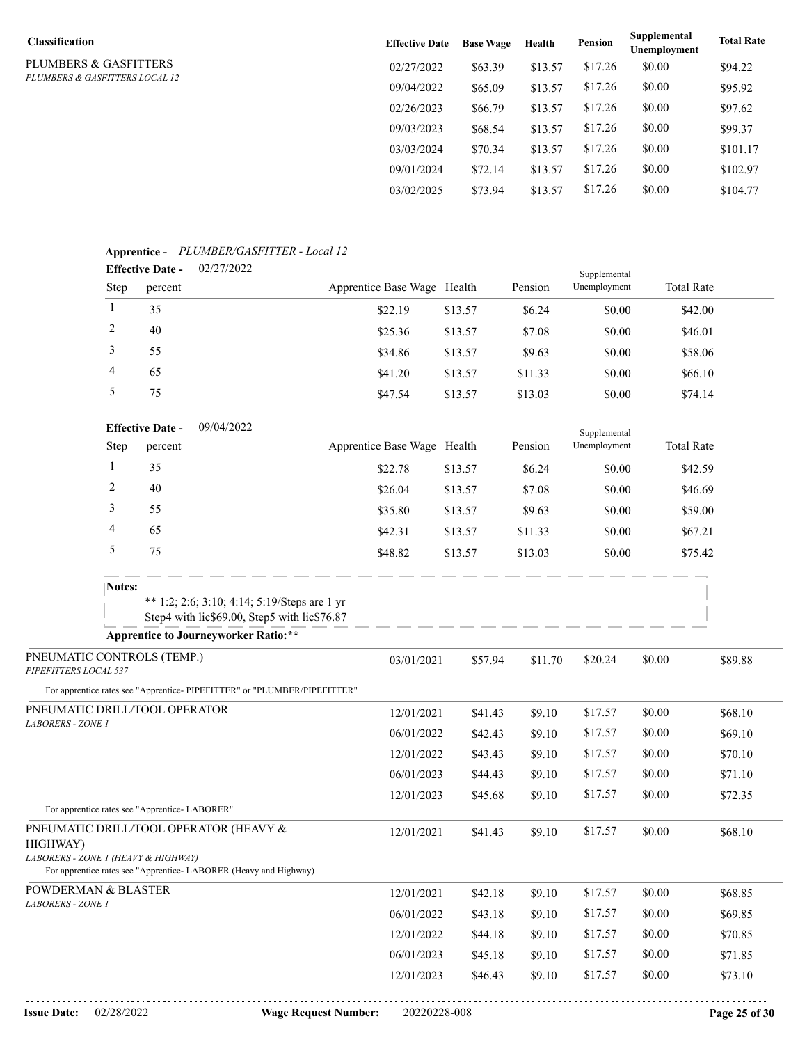| Classification | Effective Date | Base Wage | Health | Pension | Supplemental Unemployment | Total Rate |
|---|---|---|---|---|---|---|
| PLUMBERS & GASFITTERS<br>*PLUMBERS & GASFITTERS LOCAL 12* | 02/27/2022 | $63.39 | $13.57 | $17.26 | $0.00 | $94.22 |
| | 09/04/2022 | $65.09 | $13.57 | $17.26 | $0.00 | $95.92 |
| | 02/26/2023 | $66.79 | $13.57 | $17.26 | $0.00 | $97.62 |
| | 09/03/2023 | $68.54 | $13.57 | $17.26 | $0.00 | $99.37 |
| | 03/03/2024 | $70.34 | $13.57 | $17.26 | $0.00 | $101.17 |
| | 09/01/2024 | $72.14 | $13.57 | $17.26 | $0.00 | $102.97 |
| | 03/02/2025 | $73.94 | $13.57 | $17.26 | $0.00 | $104.77 |

**Apprentice -** *PLUMBER/GASFITTER - Local 12*

**Effective Date -** 02/27/2022

| Step | percent | Apprentice Base Wage | Health | Pension | Supplemental Unemployment | Total Rate |
|---|---|---|---|---|---|---|
| 1 | 35 | $22.19 | $13.57 | $6.24 | $0.00 | $42.00 |
| 2 | 40 | $25.36 | $13.57 | $7.08 | $0.00 | $46.01 |
| 3 | 55 | $34.86 | $13.57 | $9.63 | $0.00 | $58.06 |
| 4 | 65 | $41.20 | $13.57 | $11.33 | $0.00 | $66.10 |
| 5 | 75 | $47.54 | $13.57 | $13.03 | $0.00 | $74.14 |

**Effective Date -** 09/04/2022

| Step | percent | Apprentice Base Wage | Health | Pension | Supplemental Unemployment | Total Rate |
|---|---|---|---|---|---|---|
| 1 | 35 | $22.78 | $13.57 | $6.24 | $0.00 | $42.59 |
| 2 | 40 | $26.04 | $13.57 | $7.08 | $0.00 | $46.69 |
| 3 | 55 | $35.80 | $13.57 | $9.63 | $0.00 | $59.00 |
| 4 | 65 | $42.31 | $13.57 | $11.33 | $0.00 | $67.21 |
| 5 | 75 | $48.82 | $13.57 | $13.03 | $0.00 | $75.42 |

**Notes:**

** 1:2; 2:6; 3:10; 4:14; 5:19/Steps are 1 yr
Step4 with lic$69.00, Step5 with lic$76.87

**Apprentice to Journeyworker Ratio:****

| Classification | Effective Date | Base Wage | Health | Pension | Supplemental Unemployment | Total Rate |
|---|---|---|---|---|---|---|
| PNEUMATIC CONTROLS (TEMP.)<br>*PIPEFITTERS LOCAL 537* | 03/01/2021 | $57.94 | $11.70 | $20.24 | $0.00 | $89.88 |
| For apprentice rates see "Apprentice- PIPEFITTER" or "PLUMBER/PIPEFITTER" | | | | | | |
| PNEUMATIC DRILL/TOOL OPERATOR<br>*LABORERS - ZONE 1* | 12/01/2021 | $41.43 | $9.10 | $17.57 | $0.00 | $68.10 |
| | 06/01/2022 | $42.43 | $9.10 | $17.57 | $0.00 | $69.10 |
| | 12/01/2022 | $43.43 | $9.10 | $17.57 | $0.00 | $70.10 |
| | 06/01/2023 | $44.43 | $9.10 | $17.57 | $0.00 | $71.10 |
| | 12/01/2023 | $45.68 | $9.10 | $17.57 | $0.00 | $72.35 |
| For apprentice rates see "Apprentice- LABORER" | | | | | | |
| PNEUMATIC DRILL/TOOL OPERATOR (HEAVY & HIGHWAY)<br>*LABORERS - ZONE 1 (HEAVY & HIGHWAY)* | 12/01/2021 | $41.43 | $9.10 | $17.57 | $0.00 | $68.10 |
| For apprentice rates see "Apprentice- LABORER (Heavy and Highway) | | | | | | |
| POWDERMAN & BLASTER<br>*LABORERS - ZONE 1* | 12/01/2021 | $42.18 | $9.10 | $17.57 | $0.00 | $68.85 |
| | 06/01/2022 | $43.18 | $9.10 | $17.57 | $0.00 | $69.85 |
| | 12/01/2022 | $44.18 | $9.10 | $17.57 | $0.00 | $70.85 |
| | 06/01/2023 | $45.18 | $9.10 | $17.57 | $0.00 | $71.85 |
| | 12/01/2023 | $46.43 | $9.10 | $17.57 | $0.00 | $73.10 |

**Issue Date:** 02/28/2022 **Wage Request Number:** 20220228-008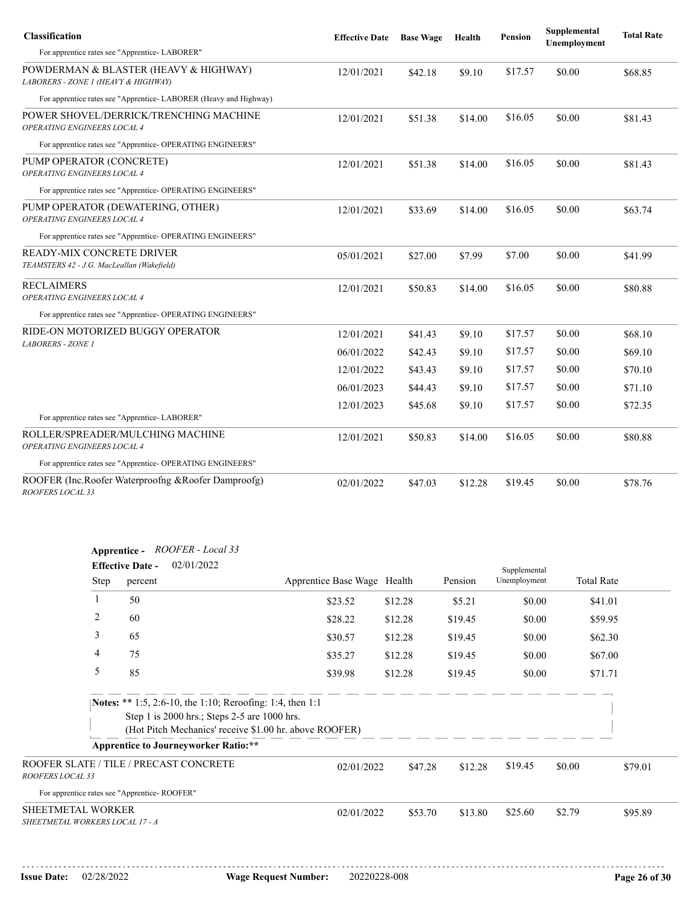| Classification | Effective Date | Base Wage | Health | Pension | Supplemental Unemployment | Total Rate |
|---|---|---|---|---|---|---|
| For apprentice rates see "Apprentice- LABORER" | | | | | | |
| POWDERMAN & BLASTER (HEAVY & HIGHWAY) *LABORERS - ZONE 1 (HEAVY & HIGHWAY)* | 12/01/2021 | $42.18 | $9.10 | $17.57 | $0.00 | $68.85 |
| For apprentice rates see "Apprentice- LABORER (Heavy and Highway) | | | | | | |
| POWER SHOVEL/DERRICK/TRENCHING MACHINE *OPERATING ENGINEERS LOCAL 4* | 12/01/2021 | $51.38 | $14.00 | $16.05 | $0.00 | $81.43 |
| For apprentice rates see "Apprentice- OPERATING ENGINEERS" | | | | | | |
| PUMP OPERATOR (CONCRETE) *OPERATING ENGINEERS LOCAL 4* | 12/01/2021 | $51.38 | $14.00 | $16.05 | $0.00 | $81.43 |
| For apprentice rates see "Apprentice- OPERATING ENGINEERS" | | | | | | |
| PUMP OPERATOR (DEWATERING, OTHER) *OPERATING ENGINEERS LOCAL 4* | 12/01/2021 | $33.69 | $14.00 | $16.05 | $0.00 | $63.74 |
| For apprentice rates see "Apprentice- OPERATING ENGINEERS" | | | | | | |
| READY-MIX CONCRETE DRIVER *TEAMSTERS 42 - J.G. MacLeallan (Wakefield)* | 05/01/2021 | $27.00 | $7.99 | $7.00 | $0.00 | $41.99 |
| RECLAIMERS *OPERATING ENGINEERS LOCAL 4* | 12/01/2021 | $50.83 | $14.00 | $16.05 | $0.00 | $80.88 |
| For apprentice rates see "Apprentice- OPERATING ENGINEERS" | | | | | | |
| RIDE-ON MOTORIZED BUGGY OPERATOR *LABORERS - ZONE 1* | 12/01/2021 | $41.43 | $9.10 | $17.57 | $0.00 | $68.10 |
| | 06/01/2022 | $42.43 | $9.10 | $17.57 | $0.00 | $69.10 |
| | 12/01/2022 | $43.43 | $9.10 | $17.57 | $0.00 | $70.10 |
| | 06/01/2023 | $44.43 | $9.10 | $17.57 | $0.00 | $71.10 |
| | 12/01/2023 | $45.68 | $9.10 | $17.57 | $0.00 | $72.35 |
| For apprentice rates see "Apprentice- LABORER" | | | | | | |
| ROLLER/SPREADER/MULCHING MACHINE *OPERATING ENGINEERS LOCAL 4* | 12/01/2021 | $50.83 | $14.00 | $16.05 | $0.00 | $80.88 |
| For apprentice rates see "Apprentice- OPERATING ENGINEERS" | | | | | | |
| ROOFER (Inc.Roofer Waterproofng &Roofer Dampproofg) *ROOFERS LOCAL 33* | 02/01/2022 | $47.03 | $12.28 | $19.45 | $0.00 | $78.76 |

**Apprentice -** *ROOFER - Local 33*

**Effective Date -** 02/01/2022

| Step | percent | Apprentice Base Wage | Health | Pension | Supplemental Unemployment | Total Rate |
|---|---|---|---|---|---|---|
| 1 | 50 | $23.52 | $12.28 | $5.21 | $0.00 | $41.01 |
| 2 | 60 | $28.22 | $12.28 | $19.45 | $0.00 | $59.95 |
| 3 | 65 | $30.57 | $12.28 | $19.45 | $0.00 | $62.30 |
| 4 | 75 | $35.27 | $12.28 | $19.45 | $0.00 | $67.00 |
| 5 | 85 | $39.98 | $12.28 | $19.45 | $0.00 | $71.71 |

**Notes:** ** 1:5, 2:6-10, the 1:10; Reroofing: 1:4, then 1:1
Step 1 is 2000 hrs.; Steps 2-5 are 1000 hrs.
(Hot Pitch Mechanics' receive $1.00 hr. above ROOFER)

**Apprentice to Journeyworker Ratio:****

| Classification | Effective Date | Base Wage | Health | Pension | Supplemental Unemployment | Total Rate |
|---|---|---|---|---|---|---|
| ROOFER SLATE / TILE / PRECAST CONCRETE *ROOFERS LOCAL 33* | 02/01/2022 | $47.28 | $12.28 | $19.45 | $0.00 | $79.01 |
| For apprentice rates see "Apprentice- ROOFER" | | | | | | |
| SHEETMETAL WORKER *SHEETMETAL WORKERS LOCAL 17 - A* | 02/01/2022 | $53.70 | $13.80 | $25.60 | $2.79 | $95.89 |

**Issue Date:** 02/28/2022 **Wage Request Number:** 20220228-008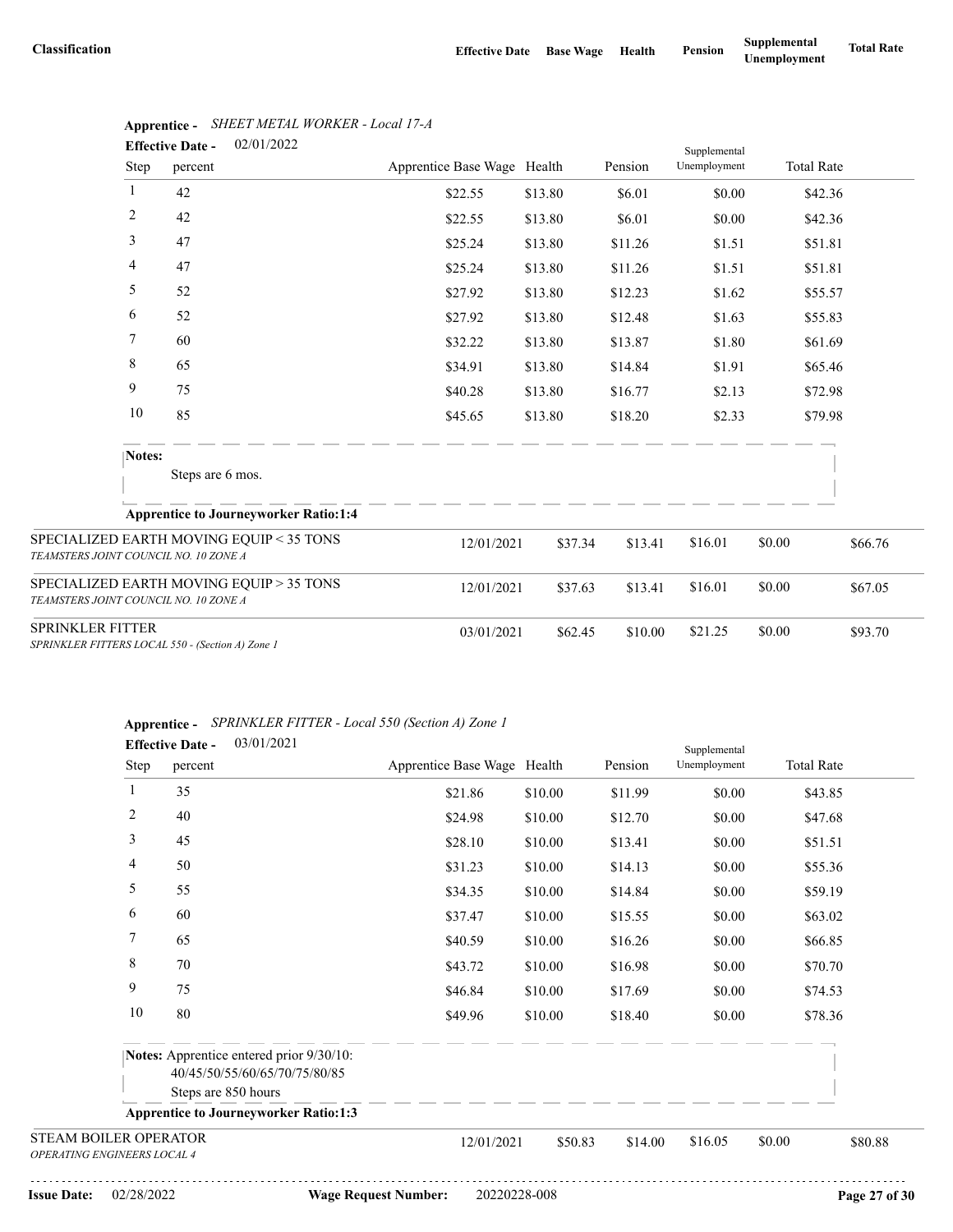| Classification | Effective Date | Base Wage | Health | Pension | Supplemental Unemployment | Total Rate |
|---|---|---|---|---|---|---|

**Apprentice -** *SHEET METAL WORKER - Local 17-A*

**Effective Date -** 02/01/2022

| Step | percent | Apprentice Base Wage | Health | Pension | Supplemental Unemployment | Total Rate |
|---|---|---|---|---|---|---|
| 1 | 42 | $22.55 | $13.80 | $6.01 | $0.00 | $42.36 |
| 2 | 42 | $22.55 | $13.80 | $6.01 | $0.00 | $42.36 |
| 3 | 47 | $25.24 | $13.80 | $11.26 | $1.51 | $51.81 |
| 4 | 47 | $25.24 | $13.80 | $11.26 | $1.51 | $51.81 |
| 5 | 52 | $27.92 | $13.80 | $12.23 | $1.62 | $55.57 |
| 6 | 52 | $27.92 | $13.80 | $12.48 | $1.63 | $55.83 |
| 7 | 60 | $32.22 | $13.80 | $13.87 | $1.80 | $61.69 |
| 8 | 65 | $34.91 | $13.80 | $14.84 | $1.91 | $65.46 |
| 9 | 75 | $40.28 | $13.80 | $16.77 | $2.13 | $72.98 |
| 10 | 85 | $45.65 | $13.80 | $18.20 | $2.33 | $79.98 |

**Notes:**

Steps are 6 mos.

**Apprentice to Journeyworker Ratio:1:4**

| Classification | Effective Date | Base Wage | Health | Pension | Supplemental Unemployment | Total Rate |
|---|---|---|---|---|---|---|
| SPECIALIZED EARTH MOVING EQUIP < 35 TONS<br>*TEAMSTERS JOINT COUNCIL NO. 10 ZONE A* | 12/01/2021 | $37.34 | $13.41 | $16.01 | $0.00 | $66.76 |
| SPECIALIZED EARTH MOVING EQUIP > 35 TONS<br>*TEAMSTERS JOINT COUNCIL NO. 10 ZONE A* | 12/01/2021 | $37.63 | $13.41 | $16.01 | $0.00 | $67.05 |
| SPRINKLER FITTER<br>*SPRINKLER FITTERS LOCAL 550 - (Section A) Zone 1* | 03/01/2021 | $62.45 | $10.00 | $21.25 | $0.00 | $93.70 |

**Apprentice -** *SPRINKLER FITTER - Local 550 (Section A) Zone 1*

**Effective Date -** 03/01/2021

| Step | percent | Apprentice Base Wage | Health | Pension | Supplemental Unemployment | Total Rate |
|---|---|---|---|---|---|---|
| 1 | 35 | $21.86 | $10.00 | $11.99 | $0.00 | $43.85 |
| 2 | 40 | $24.98 | $10.00 | $12.70 | $0.00 | $47.68 |
| 3 | 45 | $28.10 | $10.00 | $13.41 | $0.00 | $51.51 |
| 4 | 50 | $31.23 | $10.00 | $14.13 | $0.00 | $55.36 |
| 5 | 55 | $34.35 | $10.00 | $14.84 | $0.00 | $59.19 |
| 6 | 60 | $37.47 | $10.00 | $15.55 | $0.00 | $63.02 |
| 7 | 65 | $40.59 | $10.00 | $16.26 | $0.00 | $66.85 |
| 8 | 70 | $43.72 | $10.00 | $16.98 | $0.00 | $70.70 |
| 9 | 75 | $46.84 | $10.00 | $17.69 | $0.00 | $74.53 |
| 10 | 80 | $49.96 | $10.00 | $18.40 | $0.00 | $78.36 |

**Notes:** Apprentice entered prior 9/30/10:
40/45/50/55/60/65/70/75/80/85
Steps are 850 hours

**Apprentice to Journeyworker Ratio:1:3**

| Classification | Effective Date | Base Wage | Health | Pension | Supplemental Unemployment | Total Rate |
|---|---|---|---|---|---|---|
| STEAM BOILER OPERATOR<br>*OPERATING ENGINEERS LOCAL 4* | 12/01/2021 | $50.83 | $14.00 | $16.05 | $0.00 | $80.88 |

**Issue Date:** 02/28/2022 **Wage Request Number:** 20220228-008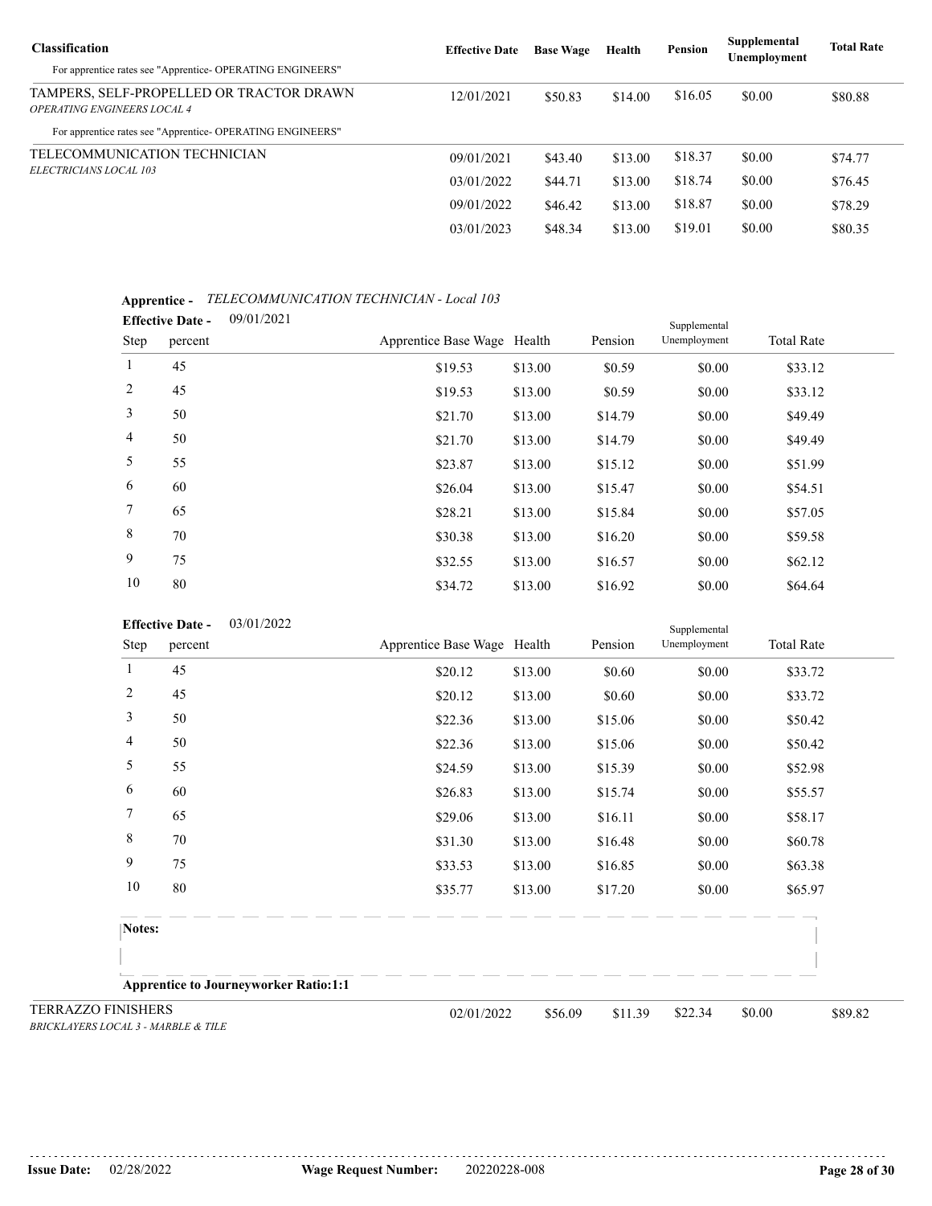| Classification | Effective Date | Base Wage | Health | Pension | Supplemental Unemployment | Total Rate |
|---|---|---|---|---|---|---|
| For apprentice rates see "Apprentice- OPERATING ENGINEERS" | | | | | | |
| TAMPERS, SELF-PROPELLED OR TRACTOR DRAWN *OPERATING ENGINEERS LOCAL 4* | 12/01/2021 | $50.83 | $14.00 | $16.05 | $0.00 | $80.88 |
| For apprentice rates see "Apprentice- OPERATING ENGINEERS" | | | | | | |
| TELECOMMUNICATION TECHNICIAN *ELECTRICIANS LOCAL 103* | 09/01/2021 | $43.40 | $13.00 | $18.37 | $0.00 | $74.77 |
| | 03/01/2022 | $44.71 | $13.00 | $18.74 | $0.00 | $76.45 |
| | 09/01/2022 | $46.42 | $13.00 | $18.87 | $0.00 | $78.29 |
| | 03/01/2023 | $48.34 | $13.00 | $19.01 | $0.00 | $80.35 |

**Apprentice -** *TELECOMMUNICATION TECHNICIAN - Local 103*

**Effective Date -** 09/01/2021

| Step | percent | Apprentice Base Wage | Health | Pension | Supplemental Unemployment | Total Rate |
|---|---|---|---|---|---|---|
| 1 | 45 | $19.53 | $13.00 | $0.59 | $0.00 | $33.12 |
| 2 | 45 | $19.53 | $13.00 | $0.59 | $0.00 | $33.12 |
| 3 | 50 | $21.70 | $13.00 | $14.79 | $0.00 | $49.49 |
| 4 | 50 | $21.70 | $13.00 | $14.79 | $0.00 | $49.49 |
| 5 | 55 | $23.87 | $13.00 | $15.12 | $0.00 | $51.99 |
| 6 | 60 | $26.04 | $13.00 | $15.47 | $0.00 | $54.51 |
| 7 | 65 | $28.21 | $13.00 | $15.84 | $0.00 | $57.05 |
| 8 | 70 | $30.38 | $13.00 | $16.20 | $0.00 | $59.58 |
| 9 | 75 | $32.55 | $13.00 | $16.57 | $0.00 | $62.12 |
| 10 | 80 | $34.72 | $13.00 | $16.92 | $0.00 | $64.64 |

**Effective Date -** 03/01/2022

| Step | percent | Apprentice Base Wage | Health | Pension | Supplemental Unemployment | Total Rate |
|---|---|---|---|---|---|---|
| 1 | 45 | $20.12 | $13.00 | $0.60 | $0.00 | $33.72 |
| 2 | 45 | $20.12 | $13.00 | $0.60 | $0.00 | $33.72 |
| 3 | 50 | $22.36 | $13.00 | $15.06 | $0.00 | $50.42 |
| 4 | 50 | $22.36 | $13.00 | $15.06 | $0.00 | $50.42 |
| 5 | 55 | $24.59 | $13.00 | $15.39 | $0.00 | $52.98 |
| 6 | 60 | $26.83 | $13.00 | $15.74 | $0.00 | $55.57 |
| 7 | 65 | $29.06 | $13.00 | $16.11 | $0.00 | $58.17 |
| 8 | 70 | $31.30 | $13.00 | $16.48 | $0.00 | $60.78 |
| 9 | 75 | $33.53 | $13.00 | $16.85 | $0.00 | $63.38 |
| 10 | 80 | $35.77 | $13.00 | $17.20 | $0.00 | $65.97 |

**Notes:**

**Apprentice to Journeyworker Ratio:1:1**

| Classification | Effective Date | Base Wage | Health | Pension | Supplemental Unemployment | Total Rate |
|---|---|---|---|---|---|---|
| TERRAZZO FINISHERS *BRICKLAYERS LOCAL 3 - MARBLE & TILE* | 02/01/2022 | $56.09 | $11.39 | $22.34 | $0.00 | $89.82 |

**Issue Date:** 02/28/2022 **Wage Request Number:** 20220228-008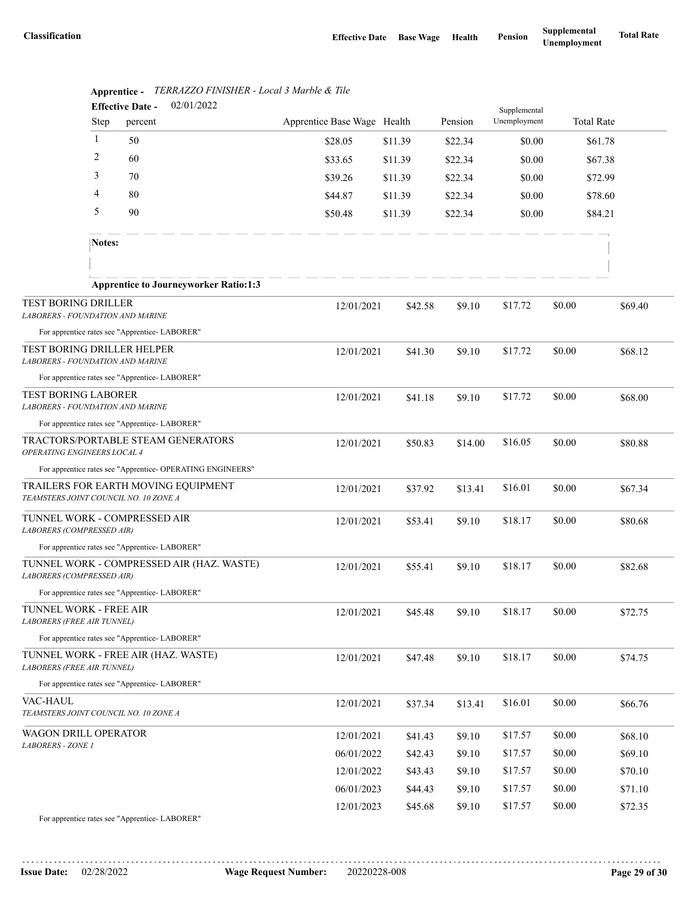| Classification | Effective Date | Base Wage | Health | Pension | Supplemental Unemployment | Total Rate |
|---|---|---|---|---|---|---|

**Apprentice -** *TERRAZZO FINISHER - Local 3 Marble & Tile*

**Effective Date -** 02/01/2022

| Step | percent | Apprentice Base Wage | Health | Pension | Supplemental Unemployment | Total Rate |
|---|---|---|---|---|---|---|
| 1 | 50 | $28.05 | $11.39 | $22.34 | $0.00 | $61.78 |
| 2 | 60 | $33.65 | $11.39 | $22.34 | $0.00 | $67.38 |
| 3 | 70 | $39.26 | $11.39 | $22.34 | $0.00 | $72.99 |
| 4 | 80 | $44.87 | $11.39 | $22.34 | $0.00 | $78.60 |
| 5 | 90 | $50.48 | $11.39 | $22.34 | $0.00 | $84.21 |

**Notes:**

**Apprentice to Journeyworker Ratio:1:3**

| Classification | Effective Date | Base Wage | Health | Pension | Supplemental Unemployment | Total Rate |
|---|---|---|---|---|---|---|
| TEST BORING DRILLER<br>*LABORERS - FOUNDATION AND MARINE* | 12/01/2021 | $42.58 | $9.10 | $17.72 | $0.00 | $69.40 |
| For apprentice rates see "Apprentice- LABORER" | | | | | | |
| TEST BORING DRILLER HELPER<br>*LABORERS - FOUNDATION AND MARINE* | 12/01/2021 | $41.30 | $9.10 | $17.72 | $0.00 | $68.12 |
| For apprentice rates see "Apprentice- LABORER" | | | | | | |
| TEST BORING LABORER<br>*LABORERS - FOUNDATION AND MARINE* | 12/01/2021 | $41.18 | $9.10 | $17.72 | $0.00 | $68.00 |
| For apprentice rates see "Apprentice- LABORER" | | | | | | |
| TRACTORS/PORTABLE STEAM GENERATORS<br>*OPERATING ENGINEERS LOCAL 4* | 12/01/2021 | $50.83 | $14.00 | $16.05 | $0.00 | $80.88 |
| For apprentice rates see "Apprentice- OPERATING ENGINEERS" | | | | | | |
| TRAILERS FOR EARTH MOVING EQUIPMENT<br>*TEAMSTERS JOINT COUNCIL NO. 10 ZONE A* | 12/01/2021 | $37.92 | $13.41 | $16.01 | $0.00 | $67.34 |
| TUNNEL WORK - COMPRESSED AIR<br>*LABORERS (COMPRESSED AIR)* | 12/01/2021 | $53.41 | $9.10 | $18.17 | $0.00 | $80.68 |
| For apprentice rates see "Apprentice- LABORER" | | | | | | |
| TUNNEL WORK - COMPRESSED AIR (HAZ. WASTE)<br>*LABORERS (COMPRESSED AIR)* | 12/01/2021 | $55.41 | $9.10 | $18.17 | $0.00 | $82.68 |
| For apprentice rates see "Apprentice- LABORER" | | | | | | |
| TUNNEL WORK - FREE AIR<br>*LABORERS (FREE AIR TUNNEL)* | 12/01/2021 | $45.48 | $9.10 | $18.17 | $0.00 | $72.75 |
| For apprentice rates see "Apprentice- LABORER" | | | | | | |
| TUNNEL WORK - FREE AIR (HAZ. WASTE)<br>*LABORERS (FREE AIR TUNNEL)* | 12/01/2021 | $47.48 | $9.10 | $18.17 | $0.00 | $74.75 |
| For apprentice rates see "Apprentice- LABORER" | | | | | | |
| VAC-HAUL<br>*TEAMSTERS JOINT COUNCIL NO. 10 ZONE A* | 12/01/2021 | $37.34 | $13.41 | $16.01 | $0.00 | $66.76 |
| WAGON DRILL OPERATOR<br>*LABORERS - ZONE 1* | 12/01/2021 | $41.43 | $9.10 | $17.57 | $0.00 | $68.10 |
| | 06/01/2022 | $42.43 | $9.10 | $17.57 | $0.00 | $69.10 |
| | 12/01/2022 | $43.43 | $9.10 | $17.57 | $0.00 | $70.10 |
| | 06/01/2023 | $44.43 | $9.10 | $17.57 | $0.00 | $71.10 |
| | 12/01/2023 | $45.68 | $9.10 | $17.57 | $0.00 | $72.35 |
| For apprentice rates see "Apprentice- LABORER" | | | | | | |

**Issue Date:** 02/28/2022 **Wage Request Number:** 20220228-008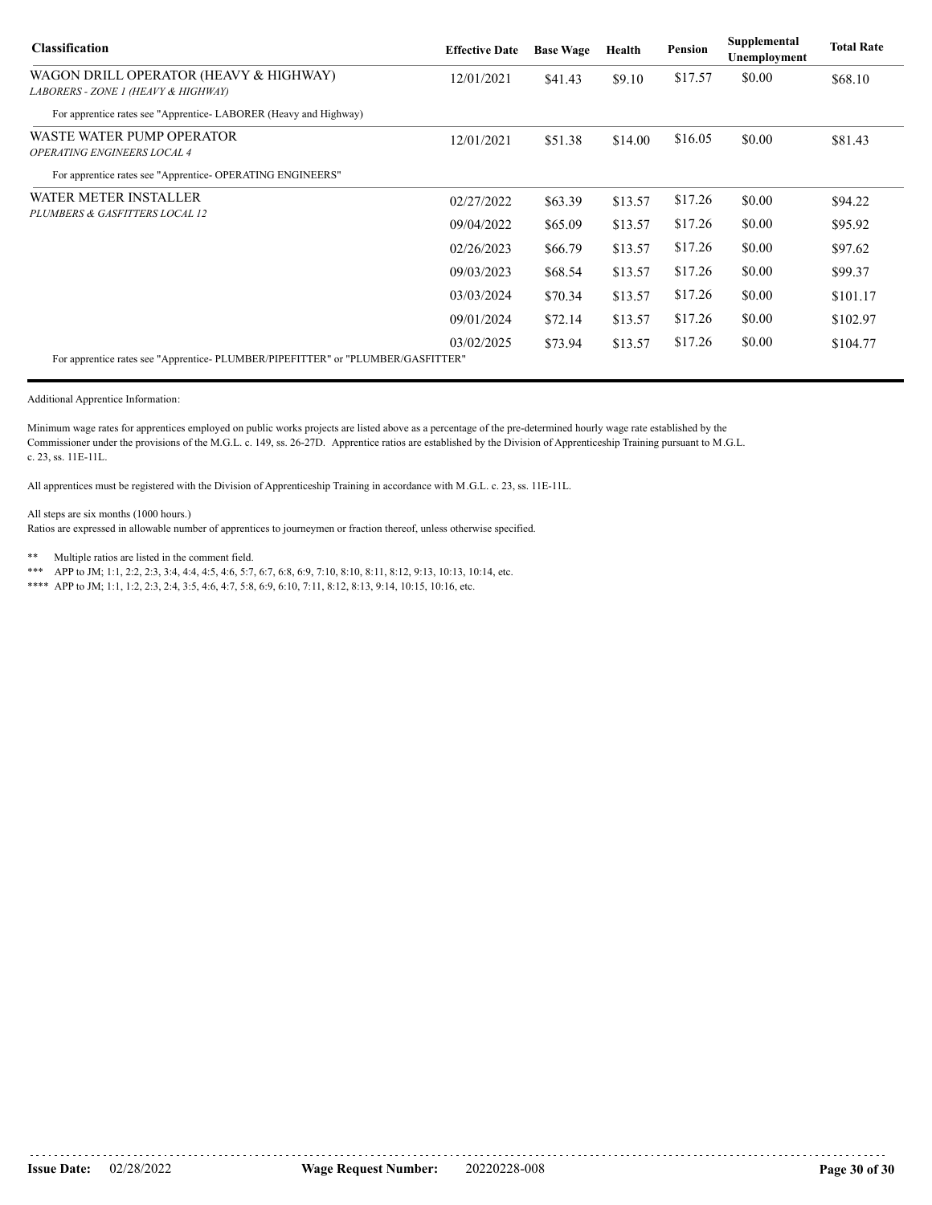| Classification | Effective Date | Base Wage | Health | Pension | Supplemental Unemployment | Total Rate |
| --- | --- | --- | --- | --- | --- | --- |
| WAGON DRILL OPERATOR (HEAVY & HIGHWAY) *LABORERS - ZONE 1 (HEAVY & HIGHWAY)* | 12/01/2021 | $41.43 | $9.10 | $17.57 | $0.00 | $68.10 |
| For apprentice rates see "Apprentice- LABORER (Heavy and Highway) | | | | | | |
| WASTE WATER PUMP OPERATOR *OPERATING ENGINEERS LOCAL 4* | 12/01/2021 | $51.38 | $14.00 | $16.05 | $0.00 | $81.43 |
| For apprentice rates see "Apprentice- OPERATING ENGINEERS" | | | | | | |
| WATER METER INSTALLER *PLUMBERS & GASFITTERS LOCAL 12* | 02/27/2022 | $63.39 | $13.57 | $17.26 | $0.00 | $94.22 |
| | 09/04/2022 | $65.09 | $13.57 | $17.26 | $0.00 | $95.92 |
| | 02/26/2023 | $66.79 | $13.57 | $17.26 | $0.00 | $97.62 |
| | 09/03/2023 | $68.54 | $13.57 | $17.26 | $0.00 | $99.37 |
| | 03/03/2024 | $70.34 | $13.57 | $17.26 | $0.00 | $101.17 |
| | 09/01/2024 | $72.14 | $13.57 | $17.26 | $0.00 | $102.97 |
| | 03/02/2025 | $73.94 | $13.57 | $17.26 | $0.00 | $104.77 |
| For apprentice rates see "Apprentice- PLUMBER/PIPEFITTER" or "PLUMBER/GASFITTER" | | | | | | |

Additional Apprentice Information:

Minimum wage rates for apprentices employed on public works projects are listed above as a percentage of the pre-determined hourly wage rate established by the Commissioner under the provisions of the M.G.L. c. 149, ss. 26-27D. Apprentice ratios are established by the Division of Apprenticeship Training pursuant to M.G.L. c. 23, ss. 11E-11L.

All apprentices must be registered with the Division of Apprenticeship Training in accordance with M.G.L. c. 23, ss. 11E-11L.

All steps are six months (1000 hours.)
Ratios are expressed in allowable number of apprentices to journeymen or fraction thereof, unless otherwise specified.

** Multiple ratios are listed in the comment field.
*** APP to JM; 1:1, 2:2, 2:3, 3:4, 4:4, 4:5, 4:6, 5:7, 6:7, 6:8, 6:9, 7:10, 8:10, 8:11, 8:12, 9:13, 10:13, 10:14, etc.
**** APP to JM; 1:1, 1:2, 2:3, 2:4, 3:5, 4:6, 4:7, 5:8, 6:9, 6:10, 7:11, 8:12, 8:13, 9:14, 10:15, 10:16, etc.

Issue Date: 02/28/2022 Wage Request Number: 20220228-008